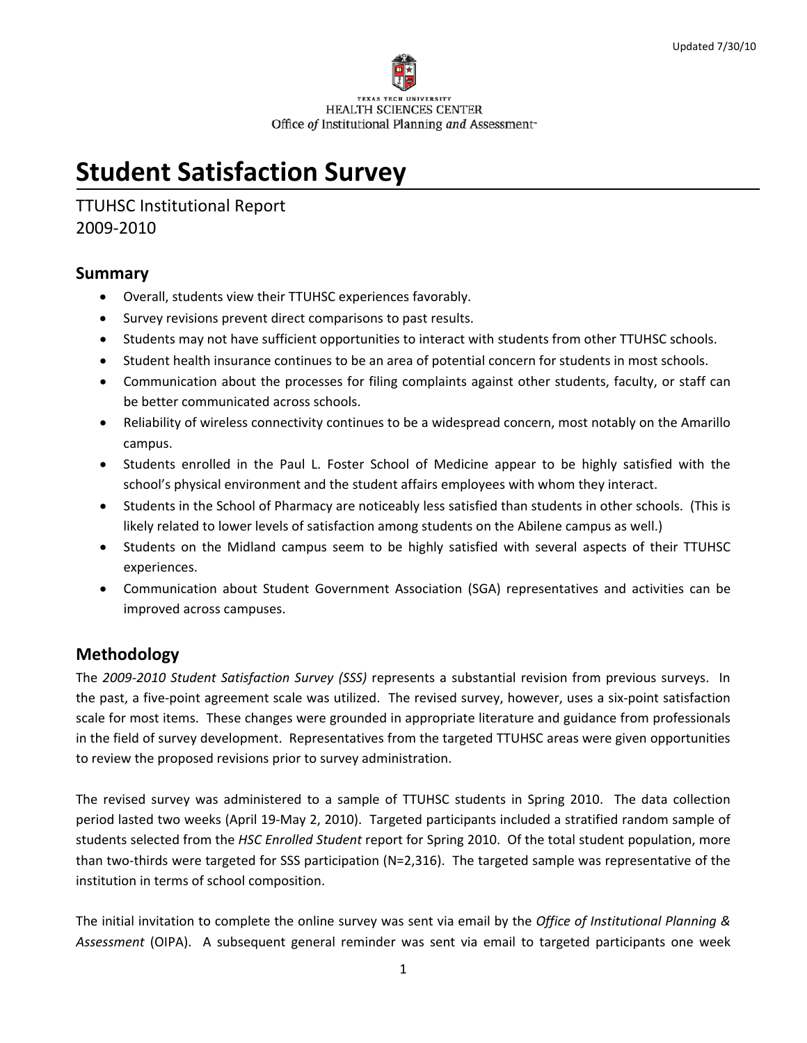Updated 7/30/10

TEXAS TECH UNIVERSITY
HEALTH SCIENCES CENTER
Office *of* Institutional Planning *and* Assessment

# Student Satisfaction Survey

TTUHSC Institutional Report
2009-2010

## Summary

- Overall, students view their TTUHSC experiences favorably.
- Survey revisions prevent direct comparisons to past results.
- Students may not have sufficient opportunities to interact with students from other TTUHSC schools.
- Student health insurance continues to be an area of potential concern for students in most schools.
- Communication about the processes for filing complaints against other students, faculty, or staff can be better communicated across schools.
- Reliability of wireless connectivity continues to be a widespread concern, most notably on the Amarillo campus.
- Students enrolled in the Paul L. Foster School of Medicine appear to be highly satisfied with the school's physical environment and the student affairs employees with whom they interact.
- Students in the School of Pharmacy are noticeably less satisfied than students in other schools. (This is likely related to lower levels of satisfaction among students on the Abilene campus as well.)
- Students on the Midland campus seem to be highly satisfied with several aspects of their TTUHSC experiences.
- Communication about Student Government Association (SGA) representatives and activities can be improved across campuses.

## Methodology

The *2009-2010 Student Satisfaction Survey (SSS)* represents a substantial revision from previous surveys. In the past, a five-point agreement scale was utilized. The revised survey, however, uses a six-point satisfaction scale for most items. These changes were grounded in appropriate literature and guidance from professionals in the field of survey development. Representatives from the targeted TTUHSC areas were given opportunities to review the proposed revisions prior to survey administration.

The revised survey was administered to a sample of TTUHSC students in Spring 2010. The data collection period lasted two weeks (April 19-May 2, 2010). Targeted participants included a stratified random sample of students selected from the *HSC Enrolled Student* report for Spring 2010. Of the total student population, more than two-thirds were targeted for SSS participation (N=2,316). The targeted sample was representative of the institution in terms of school composition.

The initial invitation to complete the online survey was sent via email by the *Office of Institutional Planning & Assessment* (OIPA). A subsequent general reminder was sent via email to targeted participants one week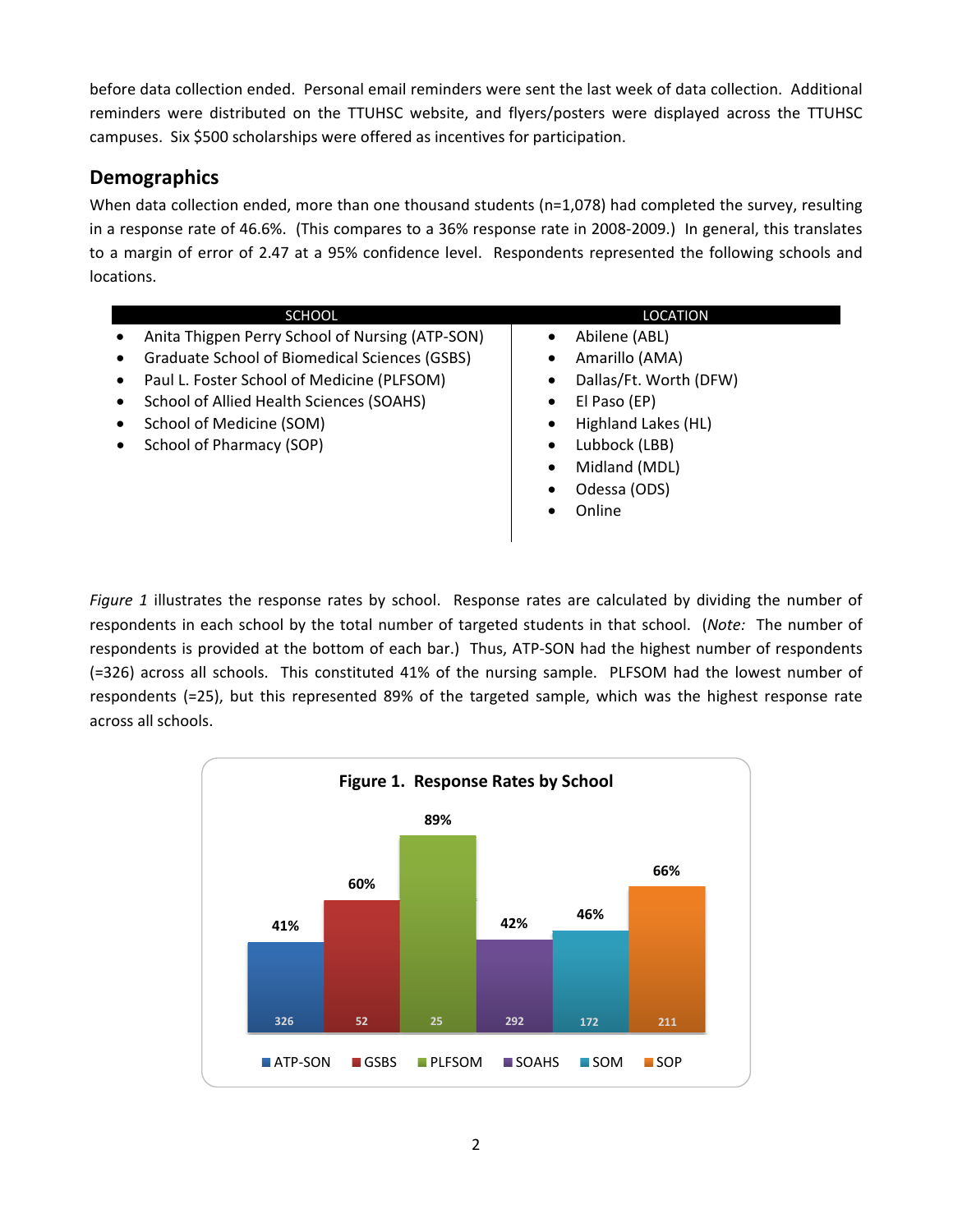before data collection ended. Personal email reminders were sent the last week of data collection. Additional reminders were distributed on the TTUHSC website, and flyers/posters were displayed across the TTUHSC campuses. Six $500 scholarships were offered as incentives for participation.

## Demographics

When data collection ended, more than one thousand students (n=1,078) had completed the survey, resulting in a response rate of 46.6%. (This compares to a 36% response rate in 2008-2009.) In general, this translates to a margin of error of 2.47 at a 95% confidence level. Respondents represented the following schools and locations.

| SCHOOL | LOCATION |
|---|---|
| • Anita Thigpen Perry School of Nursing (ATP-SON) | • Abilene (ABL) |
| • Graduate School of Biomedical Sciences (GSBS) | • Amarillo (AMA) |
| • Paul L. Foster School of Medicine (PLFSOM) | • Dallas/Ft. Worth (DFW) |
| • School of Allied Health Sciences (SOAHS) | • El Paso (EP) |
| • School of Medicine (SOM) | • Highland Lakes (HL) |
| • School of Pharmacy (SOP) | • Lubbock (LBB) |
| | • Midland (MDL) |
| | • Odessa (ODS) |
| | • Online |

*Figure 1* illustrates the response rates by school. Response rates are calculated by dividing the number of respondents in each school by the total number of targeted students in that school. (*Note:* The number of respondents is provided at the bottom of each bar.) Thus, ATP-SON had the highest number of respondents (=326) across all schools. This constituted 41% of the nursing sample. PLFSOM had the lowest number of respondents (=25), but this represented 89% of the targeted sample, which was the highest response rate across all schools.

**Figure 1. Response Rates by School**

| School | Response Rate | Respondents |
|---|---|---|
| ATP-SON | 41% | 326 |
| GSBS | 60% | 52 |
| PLFSOM | 89% | 25 |
| SOAHS | 42% | 292 |
| SOM | 46% | 172 |
| SOP | 66% | 211 |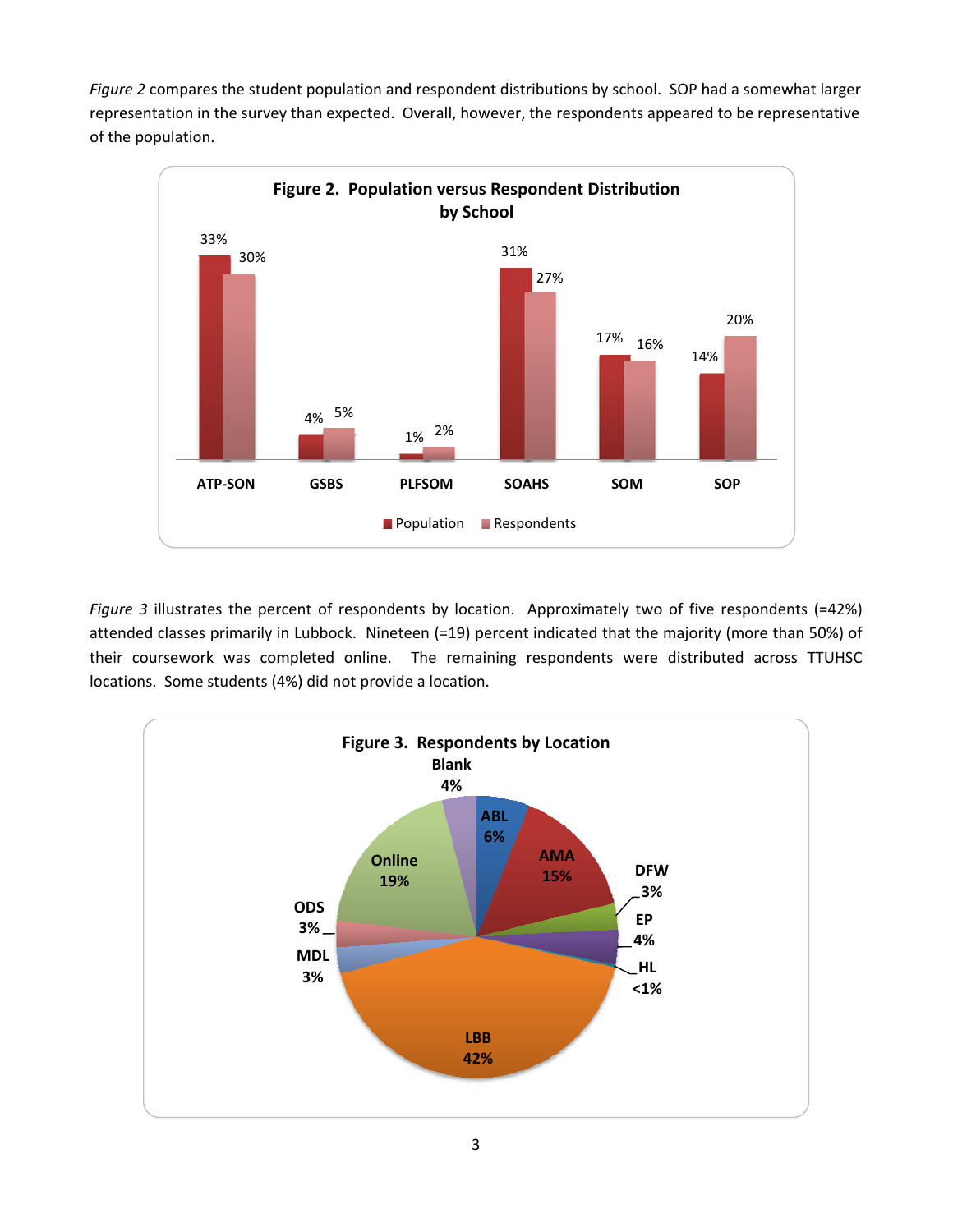*Figure 2* compares the student population and respondent distributions by school. SOP had a somewhat larger representation in the survey than expected. Overall, however, the respondents appeared to be representative of the population.

**Figure 2. Population versus Respondent Distribution by School**

| School | Population | Respondents |
|---|---|---|
| ATP-SON | 33% | 30% |
| GSBS | 4% | 5% |
| PLFSOM | 1% | 2% |
| SOAHS | 31% | 27% |
| SOM | 17% | 16% |
| SOP | 14% | 20% |

*Figure 3* illustrates the percent of respondents by location. Approximately two of five respondents (=42%) attended classes primarily in Lubbock. Nineteen (=19) percent indicated that the majority (more than 50%) of their coursework was completed online. The remaining respondents were distributed across TTUHSC locations. Some students (4%) did not provide a location.

**Figure 3. Respondents by Location**

| Location | Percent |
|---|---|
| ABL | 6% |
| AMA | 15% |
| DFW | 3% |
| EP | 4% |
| HL | <1% |
| LBB | 42% |
| MDL | 3% |
| ODS | 3% |
| Online | 19% |
| Blank | 4% |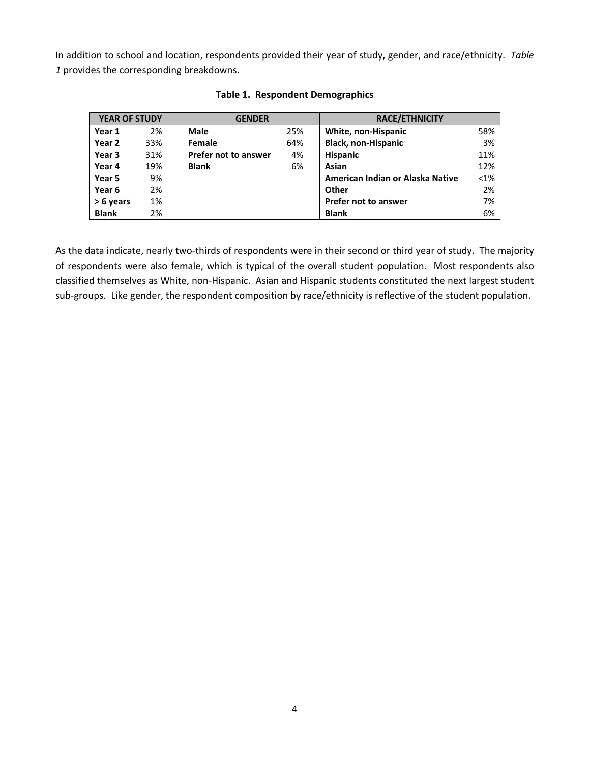In addition to school and location, respondents provided their year of study, gender, and race/ethnicity. *Table 1* provides the corresponding breakdowns.

**Table 1. Respondent Demographics**

| YEAR OF STUDY | | GENDER | | RACE/ETHNICITY | |
|---|---|---|---|---|---|
| **Year 1** | 2% | **Male** | 25% | **White, non-Hispanic** | 58% |
| **Year 2** | 33% | **Female** | 64% | **Black, non-Hispanic** | 3% |
| **Year 3** | 31% | **Prefer not to answer** | 4% | **Hispanic** | 11% |
| **Year 4** | 19% | **Blank** | 6% | **Asian** | 12% |
| **Year 5** | 9% | | | **American Indian or Alaska Native** | <1% |
| **Year 6** | 2% | | | **Other** | 2% |
| **> 6 years** | 1% | | | **Prefer not to answer** | 7% |
| **Blank** | 2% | | | **Blank** | 6% |

As the data indicate, nearly two-thirds of respondents were in their second or third year of study. The majority of respondents were also female, which is typical of the overall student population. Most respondents also classified themselves as White, non-Hispanic. Asian and Hispanic students constituted the next largest student sub-groups. Like gender, the respondent composition by race/ethnicity is reflective of the student population.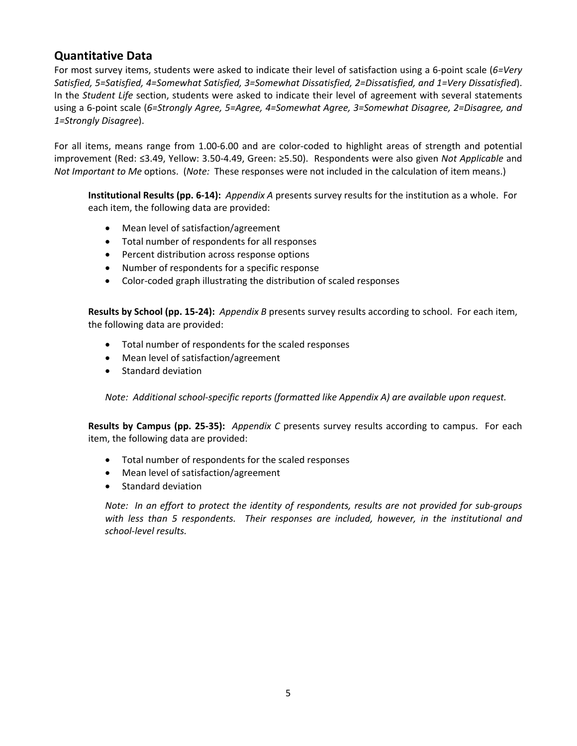## Quantitative Data

For most survey items, students were asked to indicate their level of satisfaction using a 6-point scale (*6=Very Satisfied, 5=Satisfied, 4=Somewhat Satisfied, 3=Somewhat Dissatisfied, 2=Dissatisfied, and 1=Very Dissatisfied*). In the *Student Life* section, students were asked to indicate their level of agreement with several statements using a 6-point scale (*6=Strongly Agree, 5=Agree, 4=Somewhat Agree, 3=Somewhat Disagree, 2=Disagree, and 1=Strongly Disagree*).

For all items, means range from 1.00-6.00 and are color-coded to highlight areas of strength and potential improvement (Red: ≤3.49, Yellow: 3.50-4.49, Green: ≥5.50). Respondents were also given *Not Applicable* and *Not Important to Me* options. (*Note:* These responses were not included in the calculation of item means.)

**Institutional Results (pp. 6-14):** *Appendix A* presents survey results for the institution as a whole. For each item, the following data are provided:

- Mean level of satisfaction/agreement
- Total number of respondents for all responses
- Percent distribution across response options
- Number of respondents for a specific response
- Color-coded graph illustrating the distribution of scaled responses

**Results by School (pp. 15-24):** *Appendix B* presents survey results according to school. For each item, the following data are provided:

- Total number of respondents for the scaled responses
- Mean level of satisfaction/agreement
- Standard deviation

*Note: Additional school-specific reports (formatted like Appendix A) are available upon request.*

**Results by Campus (pp. 25-35):** *Appendix C* presents survey results according to campus. For each item, the following data are provided:

- Total number of respondents for the scaled responses
- Mean level of satisfaction/agreement
- Standard deviation

*Note: In an effort to protect the identity of respondents, results are not provided for sub-groups with less than 5 respondents. Their responses are included, however, in the institutional and school-level results.*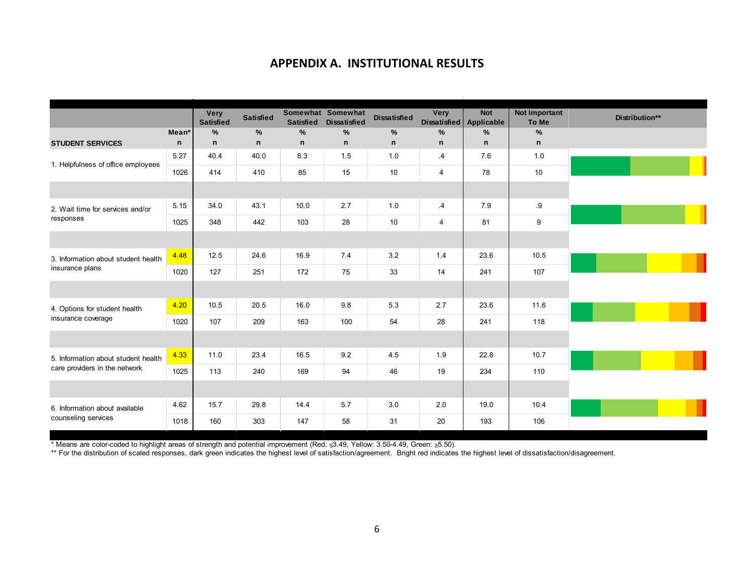# APPENDIX A. INSTITUTIONAL RESULTS

| STUDENT SERVICES | Mean* / n | Very Satisfied % / n | Satisfied % / n | Somewhat Satisfied % / n | Somewhat Dissatisfied % / n | Dissatisfied % / n | Very Dissatisfied % / n | Not Applicable % / n | Not Important To Me % / n | Distribution** |
|---|---|---|---|---|---|---|---|---|---|---|
| 1. Helpfulness of office employees | 5.27 | 40.4 | 40.0 | 8.3 | 1.5 | 1.0 | .4 | 7.6 | 1.0 | |
| | 1026 | 414 | 410 | 85 | 15 | 10 | 4 | 78 | 10 | |
| 2. Wait time for services and/or responses | 5.15 | 34.0 | 43.1 | 10.0 | 2.7 | 1.0 | .4 | 7.9 | .9 | |
| | 1025 | 348 | 442 | 103 | 28 | 10 | 4 | 81 | 9 | |
| 3. Information about student health insurance plans | 4.48 | 12.5 | 24.6 | 16.9 | 7.4 | 3.2 | 1.4 | 23.6 | 10.5 | |
| | 1020 | 127 | 251 | 172 | 75 | 33 | 14 | 241 | 107 | |
| 4. Options for student health insurance coverage | 4.20 | 10.5 | 20.5 | 16.0 | 9.8 | 5.3 | 2.7 | 23.6 | 11.6 | |
| | 1020 | 107 | 209 | 163 | 100 | 54 | 28 | 241 | 118 | |
| 5. Information about student health care providers in the network | 4.33 | 11.0 | 23.4 | 16.5 | 9.2 | 4.5 | 1.9 | 22.8 | 10.7 | |
| | 1025 | 113 | 240 | 169 | 94 | 46 | 19 | 234 | 110 | |
| 6. Information about available counseling services | 4.62 | 15.7 | 29.8 | 14.4 | 5.7 | 3.0 | 2.0 | 19.0 | 10.4 | |
| | 1018 | 160 | 303 | 147 | 58 | 31 | 20 | 193 | 106 | |

\* Means are color-coded to highlight areas of strength and potential improvement (Red: ≤3.49, Yellow: 3.50-4.49, Green: ≥5.50).

\*\* For the distribution of scaled responses, dark green indicates the highest level of satisfaction/agreement. Bright red indicates the highest level of dissatisfaction/disagreement.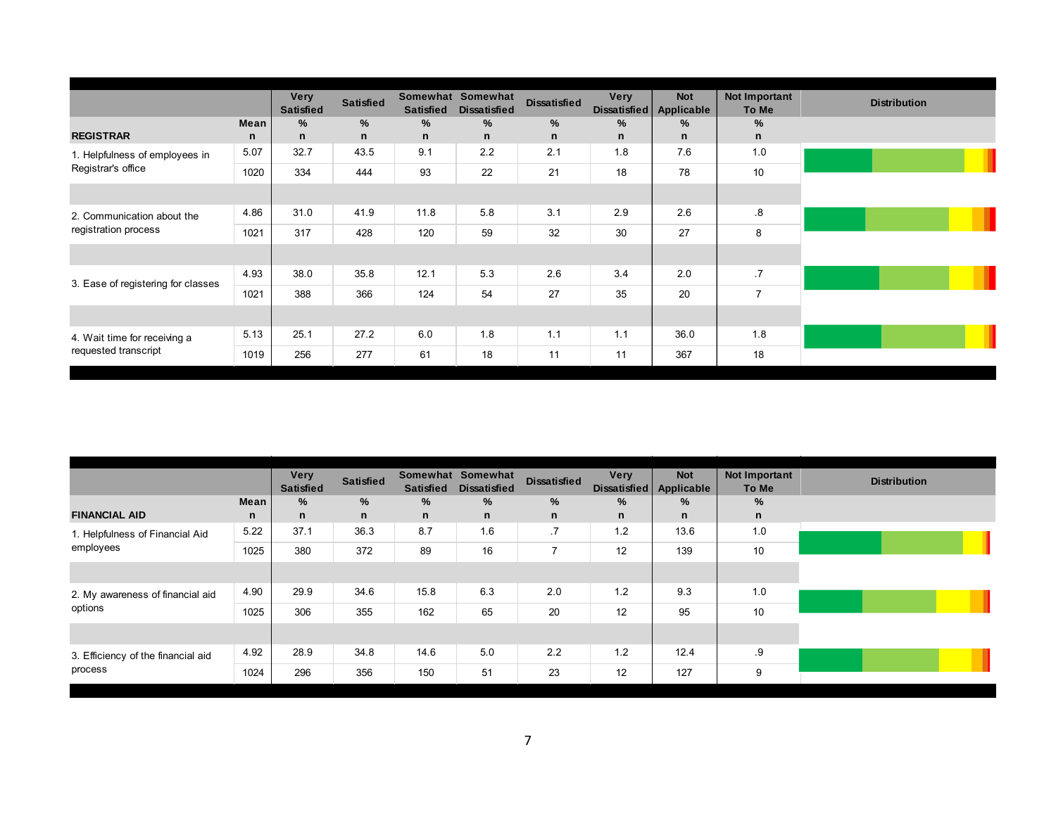| REGISTRAR | Mean<br>n | Very Satisfied<br>%<br>n | Satisfied<br>%<br>n | Somewhat Satisfied<br>%<br>n | Somewhat Dissatisfied<br>%<br>n | Dissatisfied<br>%<br>n | Very Dissatisfied<br>%<br>n | Not Applicable<br>%<br>n | Not Important To Me<br>%<br>n | Distribution |
|---|---|---|---|---|---|---|---|---|---|---|
| 1. Helpfulness of employees in Registrar's office | 5.07 | 32.7 | 43.5 | 9.1 | 2.2 | 2.1 | 1.8 | 7.6 | 1.0 | |
| | 1020 | 334 | 444 | 93 | 22 | 21 | 18 | 78 | 10 | |
| 2. Communication about the registration process | 4.86 | 31.0 | 41.9 | 11.8 | 5.8 | 3.1 | 2.9 | 2.6 | .8 | |
| | 1021 | 317 | 428 | 120 | 59 | 32 | 30 | 27 | 8 | |
| 3. Ease of registering for classes | 4.93 | 38.0 | 35.8 | 12.1 | 5.3 | 2.6 | 3.4 | 2.0 | .7 | |
| | 1021 | 388 | 366 | 124 | 54 | 27 | 35 | 20 | 7 | |
| 4. Wait time for receiving a requested transcript | 5.13 | 25.1 | 27.2 | 6.0 | 1.8 | 1.1 | 1.1 | 36.0 | 1.8 | |
| | 1019 | 256 | 277 | 61 | 18 | 11 | 11 | 367 | 18 | |

| FINANCIAL AID | Mean<br>n | Very Satisfied<br>%<br>n | Satisfied<br>%<br>n | Somewhat Satisfied<br>%<br>n | Somewhat Dissatisfied<br>%<br>n | Dissatisfied<br>%<br>n | Very Dissatisfied<br>%<br>n | Not Applicable<br>%<br>n | Not Important To Me<br>%<br>n | Distribution |
|---|---|---|---|---|---|---|---|---|---|---|
| 1. Helpfulness of Financial Aid employees | 5.22 | 37.1 | 36.3 | 8.7 | 1.6 | .7 | 1.2 | 13.6 | 1.0 | |
| | 1025 | 380 | 372 | 89 | 16 | 7 | 12 | 139 | 10 | |
| 2. My awareness of financial aid options | 4.90 | 29.9 | 34.6 | 15.8 | 6.3 | 2.0 | 1.2 | 9.3 | 1.0 | |
| | 1025 | 306 | 355 | 162 | 65 | 20 | 12 | 95 | 10 | |
| 3. Efficiency of the financial aid process | 4.92 | 28.9 | 34.8 | 14.6 | 5.0 | 2.2 | 1.2 | 12.4 | .9 | |
| | 1024 | 296 | 356 | 150 | 51 | 23 | 12 | 127 | 9 | |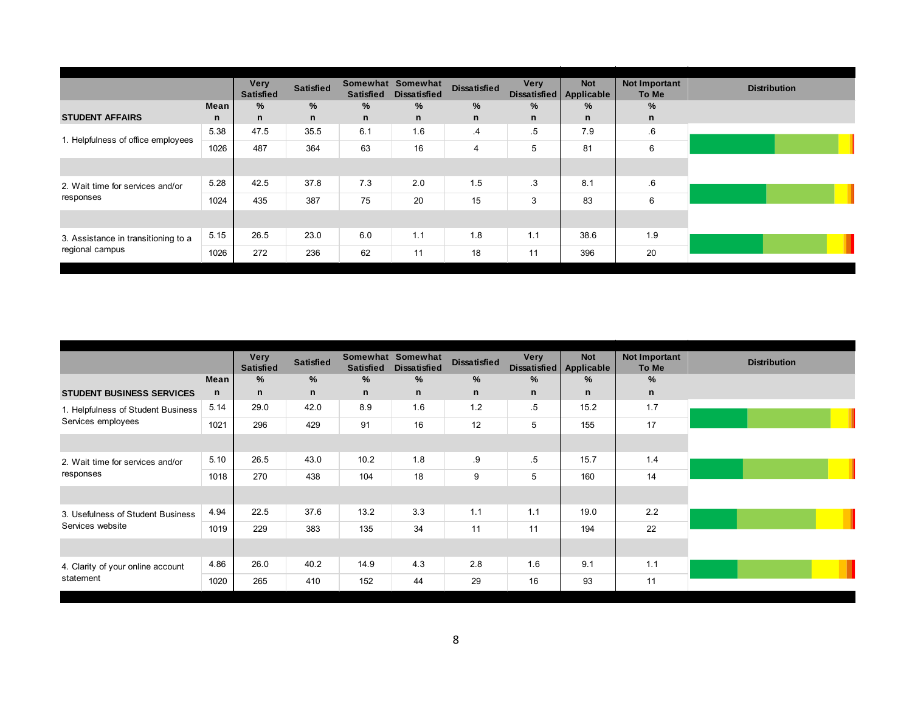| STUDENT AFFAIRS | Mean / n | Very Satisfied % / n | Satisfied % / n | Somewhat Satisfied % / n | Somewhat Dissatisfied % / n | Dissatisfied % / n | Very Dissatisfied % / n | Not Applicable % / n | Not Important To Me % / n | Distribution |
|---|---|---|---|---|---|---|---|---|---|---|
| 1. Helpfulness of office employees | 5.38 | 47.5 | 35.5 | 6.1 | 1.6 | .4 | .5 | 7.9 | .6 | |
| | 1026 | 487 | 364 | 63 | 16 | 4 | 5 | 81 | 6 | |
| 2. Wait time for services and/or responses | 5.28 | 42.5 | 37.8 | 7.3 | 2.0 | 1.5 | .3 | 8.1 | .6 | |
| | 1024 | 435 | 387 | 75 | 20 | 15 | 3 | 83 | 6 | |
| 3. Assistance in transitioning to a regional campus | 5.15 | 26.5 | 23.0 | 6.0 | 1.1 | 1.8 | 1.1 | 38.6 | 1.9 | |
| | 1026 | 272 | 236 | 62 | 11 | 18 | 11 | 396 | 20 | |

| STUDENT BUSINESS SERVICES | Mean / n | Very Satisfied % / n | Satisfied % / n | Somewhat Satisfied % / n | Somewhat Dissatisfied % / n | Dissatisfied % / n | Very Dissatisfied % / n | Not Applicable % / n | Not Important To Me % / n | Distribution |
|---|---|---|---|---|---|---|---|---|---|---|
| 1. Helpfulness of Student Business Services employees | 5.14 | 29.0 | 42.0 | 8.9 | 1.6 | 1.2 | .5 | 15.2 | 1.7 | |
| | 1021 | 296 | 429 | 91 | 16 | 12 | 5 | 155 | 17 | |
| 2. Wait time for services and/or responses | 5.10 | 26.5 | 43.0 | 10.2 | 1.8 | .9 | .5 | 15.7 | 1.4 | |
| | 1018 | 270 | 438 | 104 | 18 | 9 | 5 | 160 | 14 | |
| 3. Usefulness of Student Business Services website | 4.94 | 22.5 | 37.6 | 13.2 | 3.3 | 1.1 | 1.1 | 19.0 | 2.2 | |
| | 1019 | 229 | 383 | 135 | 34 | 11 | 11 | 194 | 22 | |
| 4. Clarity of your online account statement | 4.86 | 26.0 | 40.2 | 14.9 | 4.3 | 2.8 | 1.6 | 9.1 | 1.1 | |
| | 1020 | 265 | 410 | 152 | 44 | 29 | 16 | 93 | 11 | |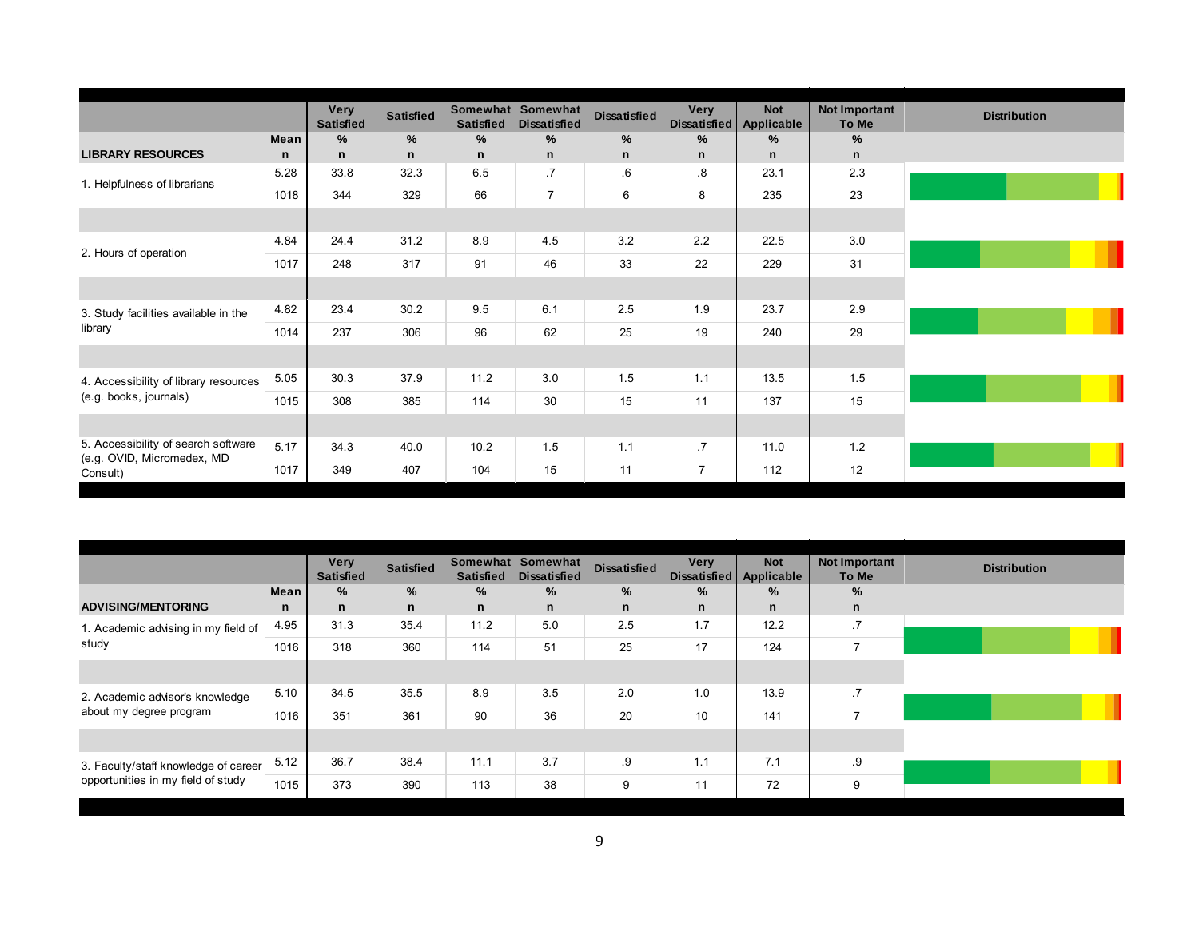| LIBRARY RESOURCES | Mean / n | Very Satisfied % / n | Satisfied % / n | Somewhat Satisfied % / n | Somewhat Dissatisfied % / n | Dissatisfied % / n | Very Dissatisfied % / n | Not Applicable % / n | Not Important To Me % / n | Distribution |
|---|---|---|---|---|---|---|---|---|---|---|
| 1. Helpfulness of librarians | 5.28 | 33.8 | 32.3 | 6.5 | .7 | .6 | .8 | 23.1 | 2.3 | |
| | 1018 | 344 | 329 | 66 | 7 | 6 | 8 | 235 | 23 | |
| 2. Hours of operation | 4.84 | 24.4 | 31.2 | 8.9 | 4.5 | 3.2 | 2.2 | 22.5 | 3.0 | |
| | 1017 | 248 | 317 | 91 | 46 | 33 | 22 | 229 | 31 | |
| 3. Study facilities available in the library | 4.82 | 23.4 | 30.2 | 9.5 | 6.1 | 2.5 | 1.9 | 23.7 | 2.9 | |
| | 1014 | 237 | 306 | 96 | 62 | 25 | 19 | 240 | 29 | |
| 4. Accessibility of library resources (e.g. books, journals) | 5.05 | 30.3 | 37.9 | 11.2 | 3.0 | 1.5 | 1.1 | 13.5 | 1.5 | |
| | 1015 | 308 | 385 | 114 | 30 | 15 | 11 | 137 | 15 | |
| 5. Accessibility of search software (e.g. OVID, Micromedex, MD Consult) | 5.17 | 34.3 | 40.0 | 10.2 | 1.5 | 1.1 | .7 | 11.0 | 1.2 | |
| | 1017 | 349 | 407 | 104 | 15 | 11 | 7 | 112 | 12 | |

| ADVISING/MENTORING | Mean / n | Very Satisfied % / n | Satisfied % / n | Somewhat Satisfied % / n | Somewhat Dissatisfied % / n | Dissatisfied % / n | Very Dissatisfied % / n | Not Applicable % / n | Not Important To Me % / n | Distribution |
|---|---|---|---|---|---|---|---|---|---|---|
| 1. Academic advising in my field of study | 4.95 | 31.3 | 35.4 | 11.2 | 5.0 | 2.5 | 1.7 | 12.2 | .7 | |
| | 1016 | 318 | 360 | 114 | 51 | 25 | 17 | 124 | 7 | |
| 2. Academic advisor's knowledge about my degree program | 5.10 | 34.5 | 35.5 | 8.9 | 3.5 | 2.0 | 1.0 | 13.9 | .7 | |
| | 1016 | 351 | 361 | 90 | 36 | 20 | 10 | 141 | 7 | |
| 3. Faculty/staff knowledge of career opportunities in my field of study | 5.12 | 36.7 | 38.4 | 11.1 | 3.7 | .9 | 1.1 | 7.1 | .9 | |
| | 1015 | 373 | 390 | 113 | 38 | 9 | 11 | 72 | 9 | |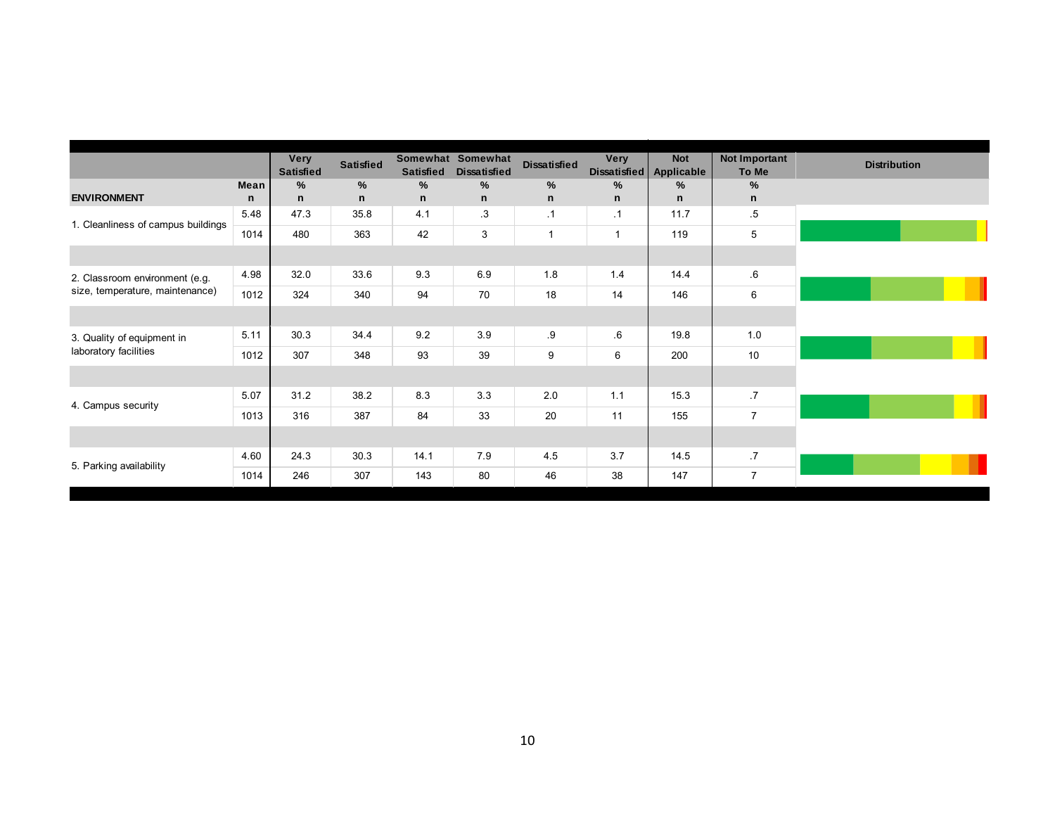| ENVIRONMENT | Mean<br>n | Very Satisfied<br>%<br>n | Satisfied<br>%<br>n | Somewhat Satisfied<br>%<br>n | Somewhat Dissatisfied<br>%<br>n | Dissatisfied<br>%<br>n | Very Dissatisfied<br>%<br>n | Not Applicable<br>%<br>n | Not Important To Me<br>%<br>n | Distribution |
|---|---|---|---|---|---|---|---|---|---|---|
| 1. Cleanliness of campus buildings | 5.48 | 47.3 | 35.8 | 4.1 | .3 | .1 | .1 | 11.7 | .5 | |
| | 1014 | 480 | 363 | 42 | 3 | 1 | 1 | 119 | 5 | |
| 2. Classroom environment (e.g. size, temperature, maintenance) | 4.98 | 32.0 | 33.6 | 9.3 | 6.9 | 1.8 | 1.4 | 14.4 | .6 | |
| | 1012 | 324 | 340 | 94 | 70 | 18 | 14 | 146 | 6 | |
| 3. Quality of equipment in laboratory facilities | 5.11 | 30.3 | 34.4 | 9.2 | 3.9 | .9 | .6 | 19.8 | 1.0 | |
| | 1012 | 307 | 348 | 93 | 39 | 9 | 6 | 200 | 10 | |
| 4. Campus security | 5.07 | 31.2 | 38.2 | 8.3 | 3.3 | 2.0 | 1.1 | 15.3 | .7 | |
| | 1013 | 316 | 387 | 84 | 33 | 20 | 11 | 155 | 7 | |
| 5. Parking availability | 4.60 | 24.3 | 30.3 | 14.1 | 7.9 | 4.5 | 3.7 | 14.5 | .7 | |
| | 1014 | 246 | 307 | 143 | 80 | 46 | 38 | 147 | 7 | |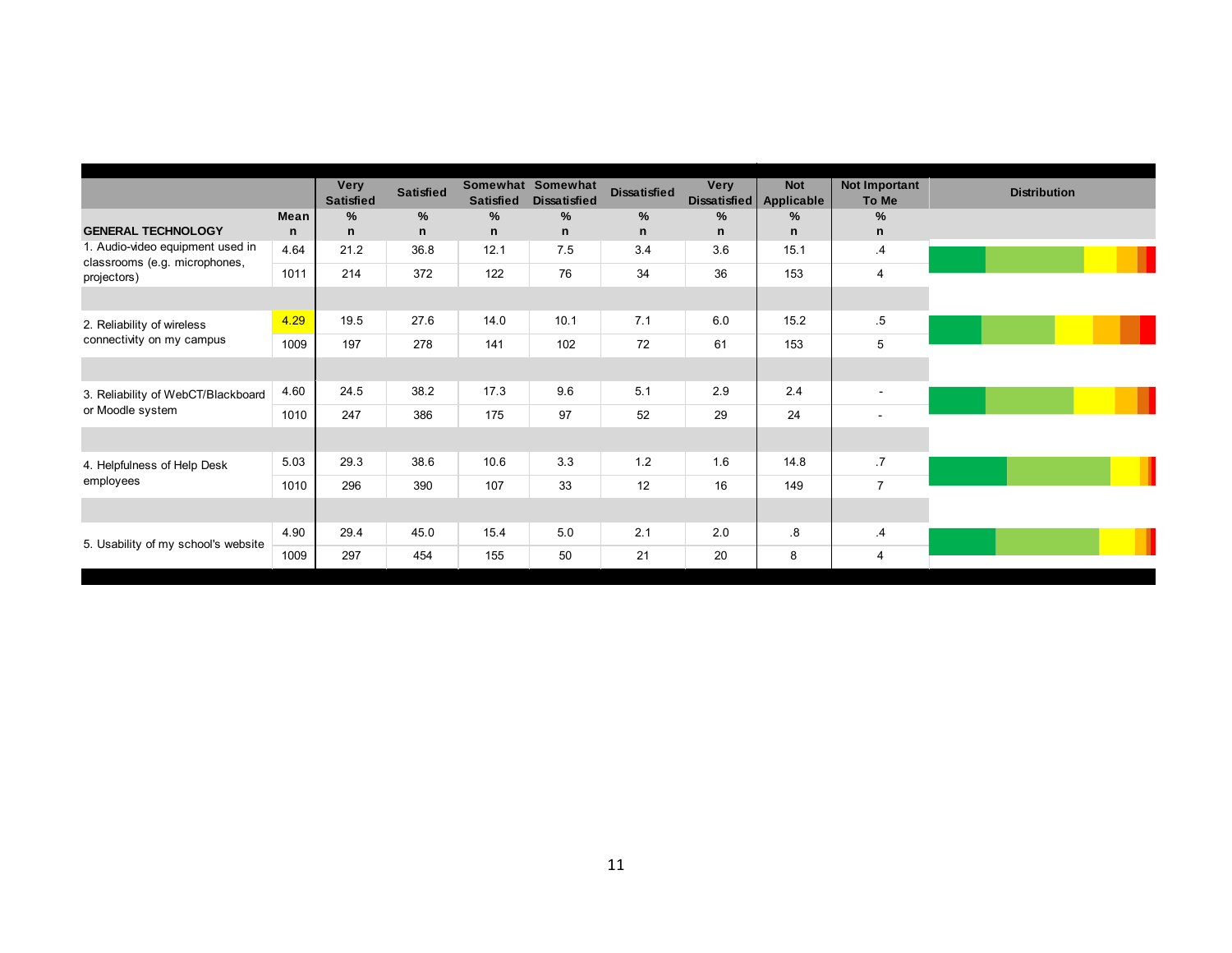| GENERAL TECHNOLOGY | Mean<br>n | Very Satisfied<br>%<br>n | Satisfied<br>%<br>n | Somewhat Satisfied<br>%<br>n | Somewhat Dissatisfied<br>%<br>n | Dissatisfied<br>%<br>n | Very Dissatisfied<br>%<br>n | Not Applicable<br>%<br>n | Not Important To Me<br>%<br>n | Distribution |
|---|---|---|---|---|---|---|---|---|---|---|
| 1. Audio-video equipment used in classrooms (e.g. microphones, projectors) | 4.64 | 21.2 | 36.8 | 12.1 | 7.5 | 3.4 | 3.6 | 15.1 | .4 | |
| | 1011 | 214 | 372 | 122 | 76 | 34 | 36 | 153 | 4 | |
| 2. Reliability of wireless connectivity on my campus | 4.29 | 19.5 | 27.6 | 14.0 | 10.1 | 7.1 | 6.0 | 15.2 | .5 | |
| | 1009 | 197 | 278 | 141 | 102 | 72 | 61 | 153 | 5 | |
| 3. Reliability of WebCT/Blackboard or Moodle system | 4.60 | 24.5 | 38.2 | 17.3 | 9.6 | 5.1 | 2.9 | 2.4 | - | |
| | 1010 | 247 | 386 | 175 | 97 | 52 | 29 | 24 | - | |
| 4. Helpfulness of Help Desk employees | 5.03 | 29.3 | 38.6 | 10.6 | 3.3 | 1.2 | 1.6 | 14.8 | .7 | |
| | 1010 | 296 | 390 | 107 | 33 | 12 | 16 | 149 | 7 | |
| 5. Usability of my school's website | 4.90 | 29.4 | 45.0 | 15.4 | 5.0 | 2.1 | 2.0 | .8 | .4 | |
| | 1009 | 297 | 454 | 155 | 50 | 21 | 20 | 8 | 4 | |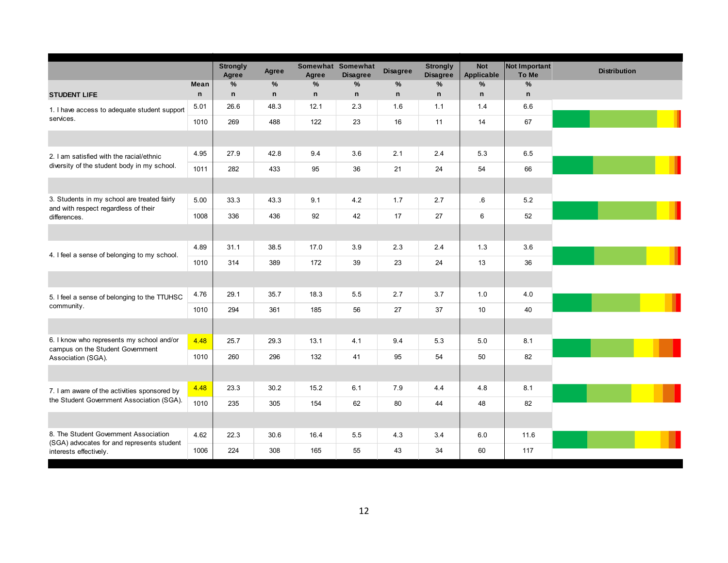| STUDENT LIFE | Mean / n | Strongly Agree % / n | Agree % / n | Somewhat Agree % / n | Somewhat Disagree % / n | Disagree % / n | Strongly Disagree % / n | Not Applicable % / n | Not Important To Me % / n | Distribution |
|---|---|---|---|---|---|---|---|---|---|---|
| 1. I have access to adequate student support services. | 5.01 | 26.6 | 48.3 | 12.1 | 2.3 | 1.6 | 1.1 | 1.4 | 6.6 | |
| | 1010 | 269 | 488 | 122 | 23 | 16 | 11 | 14 | 67 | |
| 2. I am satisfied with the racial/ethnic diversity of the student body in my school. | 4.95 | 27.9 | 42.8 | 9.4 | 3.6 | 2.1 | 2.4 | 5.3 | 6.5 | |
| | 1011 | 282 | 433 | 95 | 36 | 21 | 24 | 54 | 66 | |
| 3. Students in my school are treated fairly and with respect regardless of their differences. | 5.00 | 33.3 | 43.3 | 9.1 | 4.2 | 1.7 | 2.7 | .6 | 5.2 | |
| | 1008 | 336 | 436 | 92 | 42 | 17 | 27 | 6 | 52 | |
| 4. I feel a sense of belonging to my school. | 4.89 | 31.1 | 38.5 | 17.0 | 3.9 | 2.3 | 2.4 | 1.3 | 3.6 | |
| | 1010 | 314 | 389 | 172 | 39 | 23 | 24 | 13 | 36 | |
| 5. I feel a sense of belonging to the TTUHSC community. | 4.76 | 29.1 | 35.7 | 18.3 | 5.5 | 2.7 | 3.7 | 1.0 | 4.0 | |
| | 1010 | 294 | 361 | 185 | 56 | 27 | 37 | 10 | 40 | |
| 6. I know who represents my school and/or campus on the Student Government Association (SGA). | 4.48 | 25.7 | 29.3 | 13.1 | 4.1 | 9.4 | 5.3 | 5.0 | 8.1 | |
| | 1010 | 260 | 296 | 132 | 41 | 95 | 54 | 50 | 82 | |
| 7. I am aware of the activities sponsored by the Student Government Association (SGA). | 4.48 | 23.3 | 30.2 | 15.2 | 6.1 | 7.9 | 4.4 | 4.8 | 8.1 | |
| | 1010 | 235 | 305 | 154 | 62 | 80 | 44 | 48 | 82 | |
| 8. The Student Government Association (SGA) advocates for and represents student interests effectively. | 4.62 | 22.3 | 30.6 | 16.4 | 5.5 | 4.3 | 3.4 | 6.0 | 11.6 | |
| | 1006 | 224 | 308 | 165 | 55 | 43 | 34 | 60 | 117 | |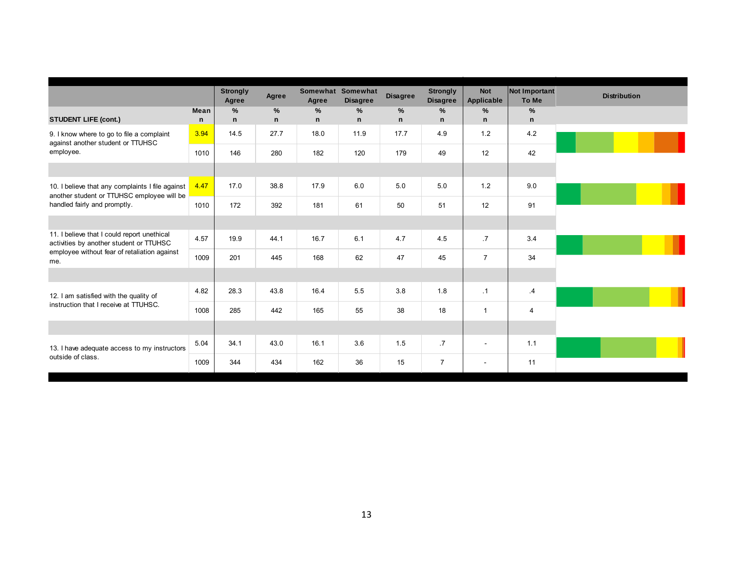| STUDENT LIFE (cont.) | Mean<br>n | Strongly Agree<br>%<br>n | Agree<br>%<br>n | Somewhat Agree<br>%<br>n | Somewhat Disagree<br>%<br>n | Disagree<br>%<br>n | Strongly Disagree<br>%<br>n | Not Applicable<br>%<br>n | Not Important To Me<br>%<br>n | Distribution |
|---|---|---|---|---|---|---|---|---|---|---|
| 9. I know where to go to file a complaint against another student or TTUHSC employee. | 3.94 | 14.5 | 27.7 | 18.0 | 11.9 | 17.7 | 4.9 | 1.2 | 4.2 | |
| | 1010 | 146 | 280 | 182 | 120 | 179 | 49 | 12 | 42 | |
| 10. I believe that any complaints I file against another student or TTUHSC employee will be handled fairly and promptly. | 4.47 | 17.0 | 38.8 | 17.9 | 6.0 | 5.0 | 5.0 | 1.2 | 9.0 | |
| | 1010 | 172 | 392 | 181 | 61 | 50 | 51 | 12 | 91 | |
| 11. I believe that I could report unethical activities by another student or TTUHSC employee without fear of retaliation against me. | 4.57 | 19.9 | 44.1 | 16.7 | 6.1 | 4.7 | 4.5 | .7 | 3.4 | |
| | 1009 | 201 | 445 | 168 | 62 | 47 | 45 | 7 | 34 | |
| 12. I am satisfied with the quality of instruction that I receive at TTUHSC. | 4.82 | 28.3 | 43.8 | 16.4 | 5.5 | 3.8 | 1.8 | .1 | .4 | |
| | 1008 | 285 | 442 | 165 | 55 | 38 | 18 | 1 | 4 | |
| 13. I have adequate access to my instructors outside of class. | 5.04 | 34.1 | 43.0 | 16.1 | 3.6 | 1.5 | .7 | - | 1.1 | |
| | 1009 | 344 | 434 | 162 | 36 | 15 | 7 | - | 11 | |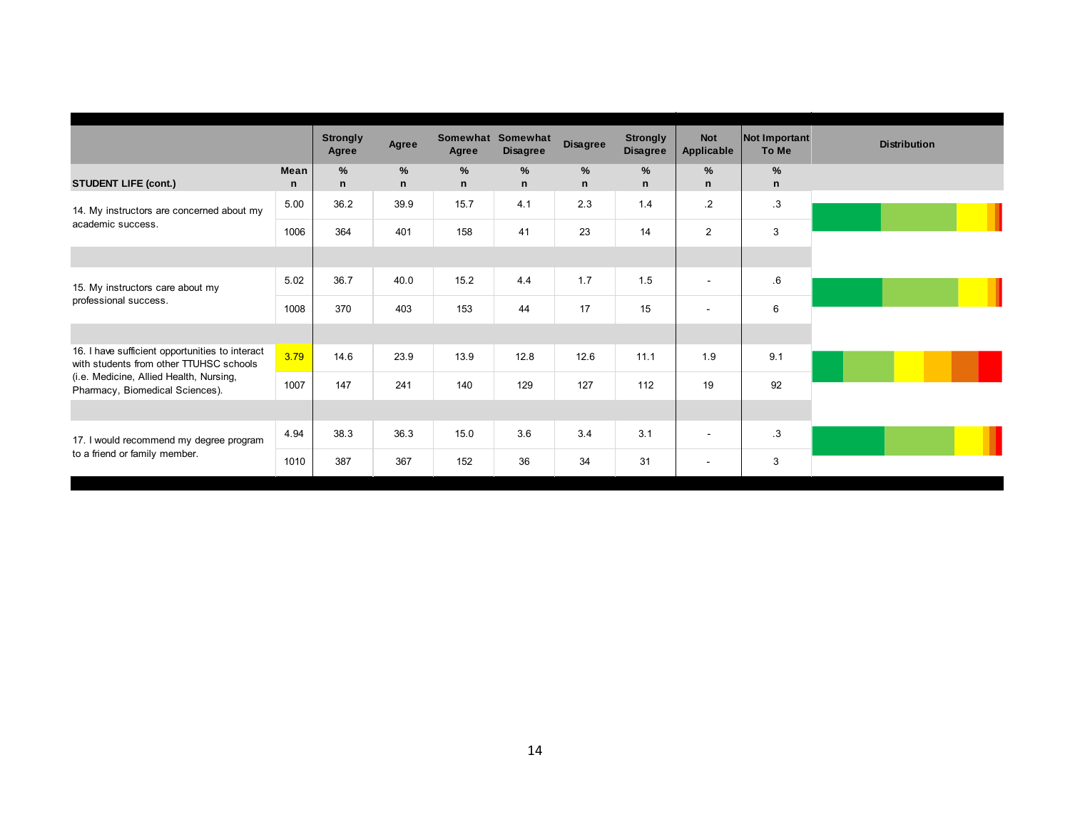| STUDENT LIFE (cont.) | Mean / n | Strongly Agree % / n | Agree % / n | Somewhat Agree % / n | Somewhat Disagree % / n | Disagree % / n | Strongly Disagree % / n | Not Applicable % / n | Not Important To Me % / n | Distribution |
|---|---|---|---|---|---|---|---|---|---|---|
| 14. My instructors are concerned about my academic success. | 5.00 | 36.2 | 39.9 | 15.7 | 4.1 | 2.3 | 1.4 | .2 | .3 | |
| | 1006 | 364 | 401 | 158 | 41 | 23 | 14 | 2 | 3 | |
| 15. My instructors care about my professional success. | 5.02 | 36.7 | 40.0 | 15.2 | 4.4 | 1.7 | 1.5 | - | .6 | |
| | 1008 | 370 | 403 | 153 | 44 | 17 | 15 | - | 6 | |
| 16. I have sufficient opportunities to interact with students from other TTUHSC schools (i.e. Medicine, Allied Health, Nursing, Pharmacy, Biomedical Sciences). | 3.79 | 14.6 | 23.9 | 13.9 | 12.8 | 12.6 | 11.1 | 1.9 | 9.1 | |
| | 1007 | 147 | 241 | 140 | 129 | 127 | 112 | 19 | 92 | |
| 17. I would recommend my degree program to a friend or family member. | 4.94 | 38.3 | 36.3 | 15.0 | 3.6 | 3.4 | 3.1 | - | .3 | |
| | 1010 | 387 | 367 | 152 | 36 | 34 | 31 | - | 3 | |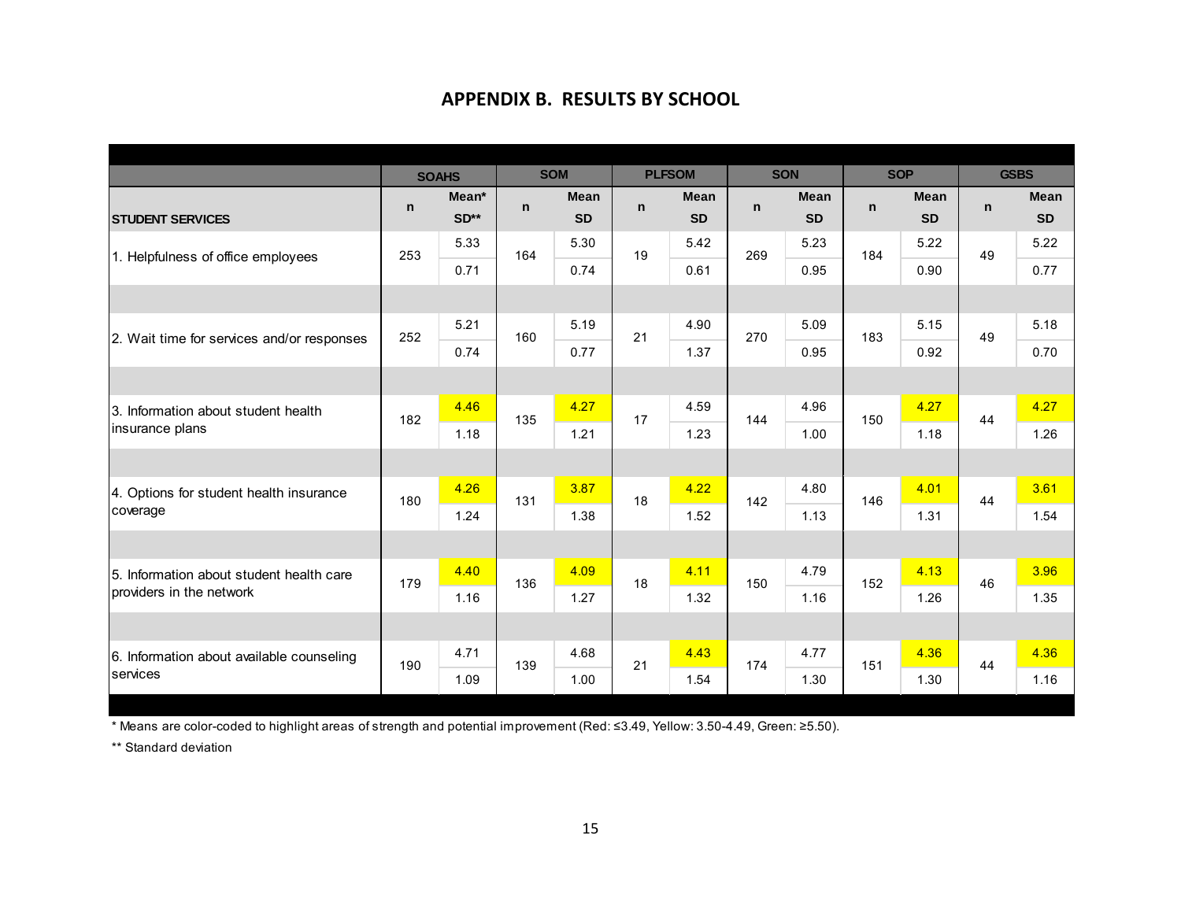## APPENDIX B. RESULTS BY SCHOOL

| | SOAHS | | SOM | | PLFSOM | | SON | | SOP | | GSBS | |
|---|---|---|---|---|---|---|---|---|---|---|---|---|
| **STUDENT SERVICES** | **n** | **Mean* SD**** | **n** | **Mean SD** | **n** | **Mean SD** | **n** | **Mean SD** | **n** | **Mean SD** | **n** | **Mean SD** |
| 1. Helpfulness of office employees | 253 | 5.33 0.71 | 164 | 5.30 0.74 | 19 | 5.42 0.61 | 269 | 5.23 0.95 | 184 | 5.22 0.90 | 49 | 5.22 0.77 |
| 2. Wait time for services and/or responses | 252 | 5.21 0.74 | 160 | 5.19 0.77 | 21 | 4.90 1.37 | 270 | 5.09 0.95 | 183 | 5.15 0.92 | 49 | 5.18 0.70 |
| 3. Information about student health insurance plans | 182 | 4.46 1.18 | 135 | 4.27 1.21 | 17 | 4.59 1.23 | 144 | 4.96 1.00 | 150 | 4.27 1.18 | 44 | 4.27 1.26 |
| 4. Options for student health insurance coverage | 180 | 4.26 1.24 | 131 | 3.87 1.38 | 18 | 4.22 1.52 | 142 | 4.80 1.13 | 146 | 4.01 1.31 | 44 | 3.61 1.54 |
| 5. Information about student health care providers in the network | 179 | 4.40 1.16 | 136 | 4.09 1.27 | 18 | 4.11 1.32 | 150 | 4.79 1.16 | 152 | 4.13 1.26 | 46 | 3.96 1.35 |
| 6. Information about available counseling services | 190 | 4.71 1.09 | 139 | 4.68 1.00 | 21 | 4.43 1.54 | 174 | 4.77 1.30 | 151 | 4.36 1.30 | 44 | 4.36 1.16 |

\* Means are color-coded to highlight areas of strength and potential improvement (Red: ≤3.49, Yellow: 3.50-4.49, Green: ≥5.50).

\*\* Standard deviation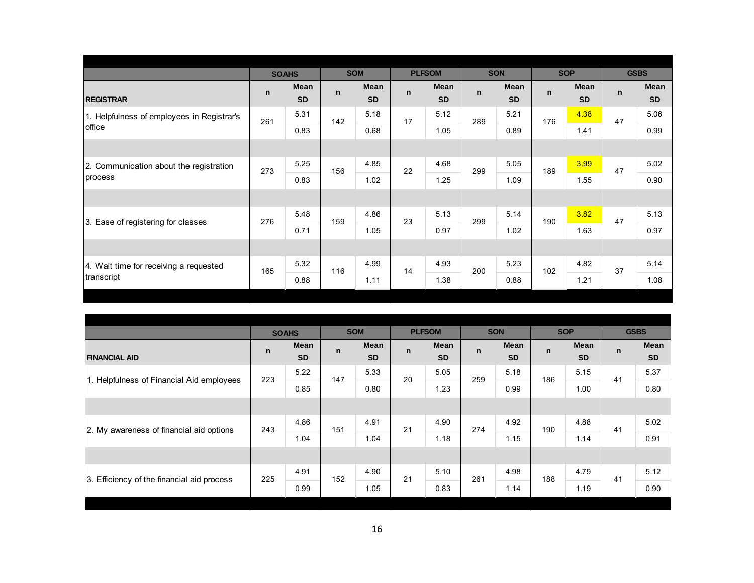| REGISTRAR | SOAHS | | SOM | | PLFSOM | | SON | | SOP | | GSBS | |
|---|---|---|---|---|---|---|---|---|---|---|---|---|
| | n | Mean SD | n | Mean SD | n | Mean SD | n | Mean SD | n | Mean SD | n | Mean SD |
| 1. Helpfulness of employees in Registrar's office | 261 | 5.31 | 142 | 5.18 | 17 | 5.12 | 289 | 5.21 | 176 | 4.38 | 47 | 5.06 |
| | | 0.83 | | 0.68 | | 1.05 | | 0.89 | | 1.41 | | 0.99 |
| 2. Communication about the registration process | 273 | 5.25 | 156 | 4.85 | 22 | 4.68 | 299 | 5.05 | 189 | 3.99 | 47 | 5.02 |
| | | 0.83 | | 1.02 | | 1.25 | | 1.09 | | 1.55 | | 0.90 |
| 3. Ease of registering for classes | 276 | 5.48 | 159 | 4.86 | 23 | 5.13 | 299 | 5.14 | 190 | 3.82 | 47 | 5.13 |
| | | 0.71 | | 1.05 | | 0.97 | | 1.02 | | 1.63 | | 0.97 |
| 4. Wait time for receiving a requested transcript | 165 | 5.32 | 116 | 4.99 | 14 | 4.93 | 200 | 5.23 | 102 | 4.82 | 37 | 5.14 |
| | | 0.88 | | 1.11 | | 1.38 | | 0.88 | | 1.21 | | 1.08 |

| FINANCIAL AID | SOAHS | | SOM | | PLFSOM | | SON | | SOP | | GSBS | |
|---|---|---|---|---|---|---|---|---|---|---|---|---|
| | n | Mean SD | n | Mean SD | n | Mean SD | n | Mean SD | n | Mean SD | n | Mean SD |
| 1. Helpfulness of Financial Aid employees | 223 | 5.22 | 147 | 5.33 | 20 | 5.05 | 259 | 5.18 | 186 | 5.15 | 41 | 5.37 |
| | | 0.85 | | 0.80 | | 1.23 | | 0.99 | | 1.00 | | 0.80 |
| 2. My awareness of financial aid options | 243 | 4.86 | 151 | 4.91 | 21 | 4.90 | 274 | 4.92 | 190 | 4.88 | 41 | 5.02 |
| | | 1.04 | | 1.04 | | 1.18 | | 1.15 | | 1.14 | | 0.91 |
| 3. Efficiency of the financial aid process | 225 | 4.91 | 152 | 4.90 | 21 | 5.10 | 261 | 4.98 | 188 | 4.79 | 41 | 5.12 |
| | | 0.99 | | 1.05 | | 0.83 | | 1.14 | | 1.19 | | 0.90 |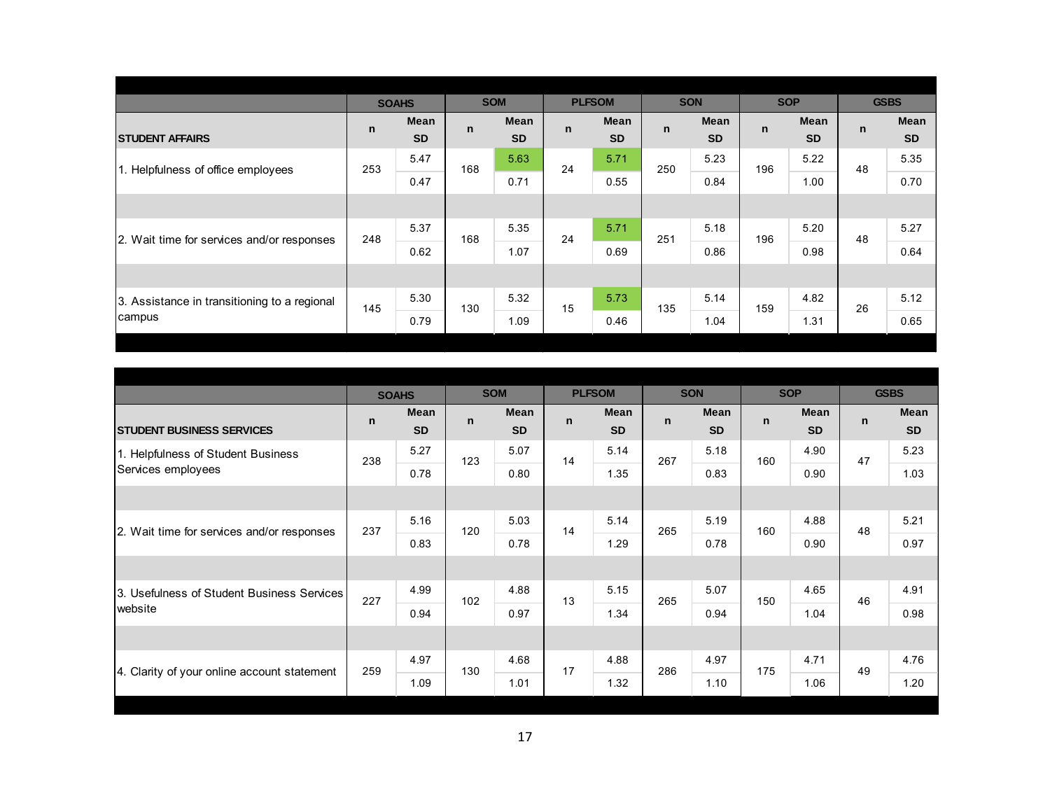| STUDENT AFFAIRS | SOAHS n | SOAHS Mean / SD | SOM n | SOM Mean / SD | PLFSOM n | PLFSOM Mean / SD | SON n | SON Mean / SD | SOP n | SOP Mean / SD | GSBS n | GSBS Mean / SD |
|---|---|---|---|---|---|---|---|---|---|---|---|---|
| 1. Helpfulness of office employees | 253 | 5.47 | 168 | 5.63 | 24 | 5.71 | 250 | 5.23 | 196 | 5.22 | 48 | 5.35 |
| | | 0.47 | | 0.71 | | 0.55 | | 0.84 | | 1.00 | | 0.70 |
| 2. Wait time for services and/or responses | 248 | 5.37 | 168 | 5.35 | 24 | 5.71 | 251 | 5.18 | 196 | 5.20 | 48 | 5.27 |
| | | 0.62 | | 1.07 | | 0.69 | | 0.86 | | 0.98 | | 0.64 |
| 3. Assistance in transitioning to a regional campus | 145 | 5.30 | 130 | 5.32 | 15 | 5.73 | 135 | 5.14 | 159 | 4.82 | 26 | 5.12 |
| | | 0.79 | | 1.09 | | 0.46 | | 1.04 | | 1.31 | | 0.65 |

| STUDENT BUSINESS SERVICES | SOAHS n | SOAHS Mean / SD | SOM n | SOM Mean / SD | PLFSOM n | PLFSOM Mean / SD | SON n | SON Mean / SD | SOP n | SOP Mean / SD | GSBS n | GSBS Mean / SD |
|---|---|---|---|---|---|---|---|---|---|---|---|---|
| 1. Helpfulness of Student Business Services employees | 238 | 5.27 | 123 | 5.07 | 14 | 5.14 | 267 | 5.18 | 160 | 4.90 | 47 | 5.23 |
| | | 0.78 | | 0.80 | | 1.35 | | 0.83 | | 0.90 | | 1.03 |
| 2. Wait time for services and/or responses | 237 | 5.16 | 120 | 5.03 | 14 | 5.14 | 265 | 5.19 | 160 | 4.88 | 48 | 5.21 |
| | | 0.83 | | 0.78 | | 1.29 | | 0.78 | | 0.90 | | 0.97 |
| 3. Usefulness of Student Business Services website | 227 | 4.99 | 102 | 4.88 | 13 | 5.15 | 265 | 5.07 | 150 | 4.65 | 46 | 4.91 |
| | | 0.94 | | 0.97 | | 1.34 | | 0.94 | | 1.04 | | 0.98 |
| 4. Clarity of your online account statement | 259 | 4.97 | 130 | 4.68 | 17 | 4.88 | 286 | 4.97 | 175 | 4.71 | 49 | 4.76 |
| | | 1.09 | | 1.01 | | 1.32 | | 1.10 | | 1.06 | | 1.20 |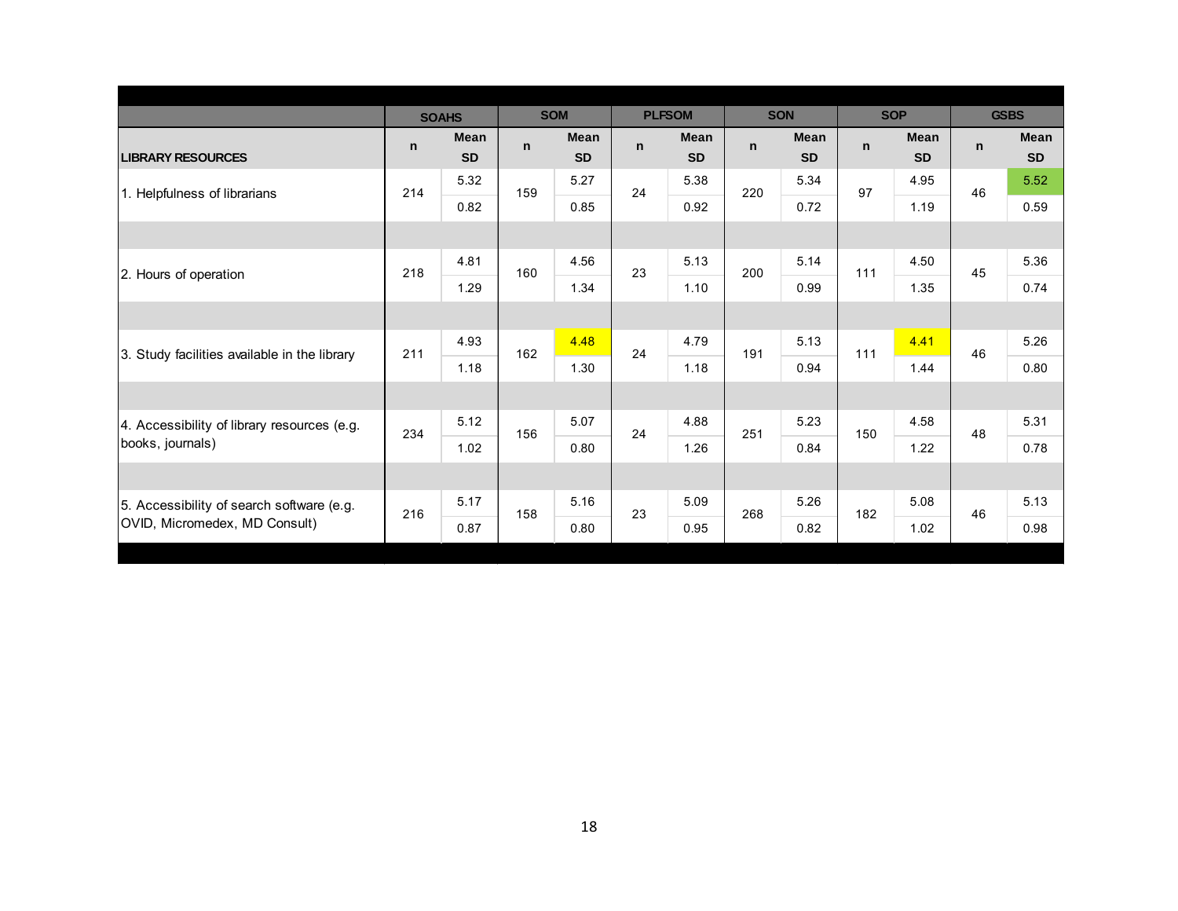| LIBRARY RESOURCES | SOAHS | | SOM | | PLFSOM | | SON | | SOP | | GSBS | |
|---|---|---|---|---|---|---|---|---|---|---|---|---|
| | n | Mean<br>SD | n | Mean<br>SD | n | Mean<br>SD | n | Mean<br>SD | n | Mean<br>SD | n | Mean<br>SD |
| 1. Helpfulness of librarians | 214 | 5.32<br>0.82 | 159 | 5.27<br>0.85 | 24 | 5.38<br>0.92 | 220 | 5.34<br>0.72 | 97 | 4.95<br>1.19 | 46 | 5.52<br>0.59 |
| 2. Hours of operation | 218 | 4.81<br>1.29 | 160 | 4.56<br>1.34 | 23 | 5.13<br>1.10 | 200 | 5.14<br>0.99 | 111 | 4.50<br>1.35 | 45 | 5.36<br>0.74 |
| 3. Study facilities available in the library | 211 | 4.93<br>1.18 | 162 | 4.48<br>1.30 | 24 | 4.79<br>1.18 | 191 | 5.13<br>0.94 | 111 | 4.41<br>1.44 | 46 | 5.26<br>0.80 |
| 4. Accessibility of library resources (e.g. books, journals) | 234 | 5.12<br>1.02 | 156 | 5.07<br>0.80 | 24 | 4.88<br>1.26 | 251 | 5.23<br>0.84 | 150 | 4.58<br>1.22 | 48 | 5.31<br>0.78 |
| 5. Accessibility of search software (e.g. OVID, Micromedex, MD Consult) | 216 | 5.17<br>0.87 | 158 | 5.16<br>0.80 | 23 | 5.09<br>0.95 | 268 | 5.26<br>0.82 | 182 | 5.08<br>1.02 | 46 | 5.13<br>0.98 |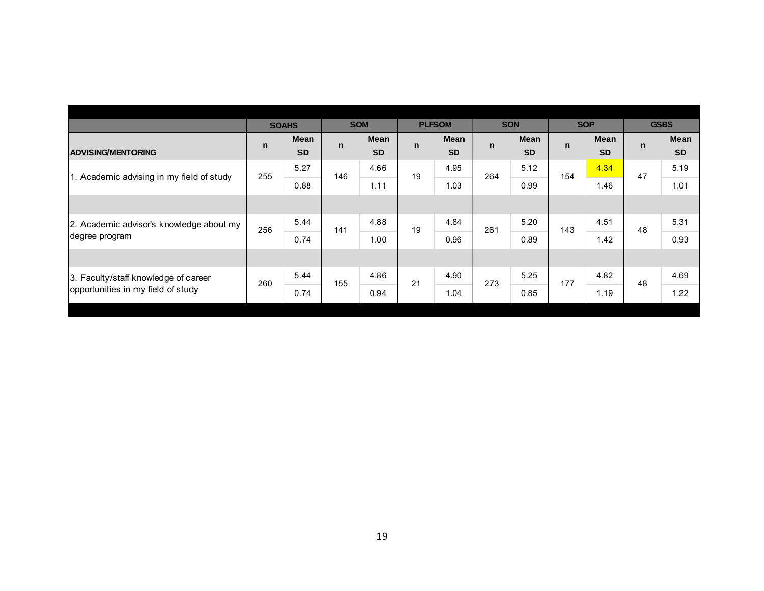| | SOAHS | | SOM | | PLFSOM | | SON | | SOP | | GSBS | |
|---|---|---|---|---|---|---|---|---|---|---|---|---|
| **ADVISING/MENTORING** | n | Mean SD | n | Mean SD | n | Mean SD | n | Mean SD | n | Mean SD | n | Mean SD |
| 1. Academic advising in my field of study | 255 | 5.27 | 146 | 4.66 | 19 | 4.95 | 264 | 5.12 | 154 | 4.34 | 47 | 5.19 |
| | | 0.88 | | 1.11 | | 1.03 | | 0.99 | | 1.46 | | 1.01 |
| 2. Academic advisor's knowledge about my degree program | 256 | 5.44 | 141 | 4.88 | 19 | 4.84 | 261 | 5.20 | 143 | 4.51 | 48 | 5.31 |
| | | 0.74 | | 1.00 | | 0.96 | | 0.89 | | 1.42 | | 0.93 |
| 3. Faculty/staff knowledge of career opportunities in my field of study | 260 | 5.44 | 155 | 4.86 | 21 | 4.90 | 273 | 5.25 | 177 | 4.82 | 48 | 4.69 |
| | | 0.74 | | 0.94 | | 1.04 | | 0.85 | | 1.19 | | 1.22 |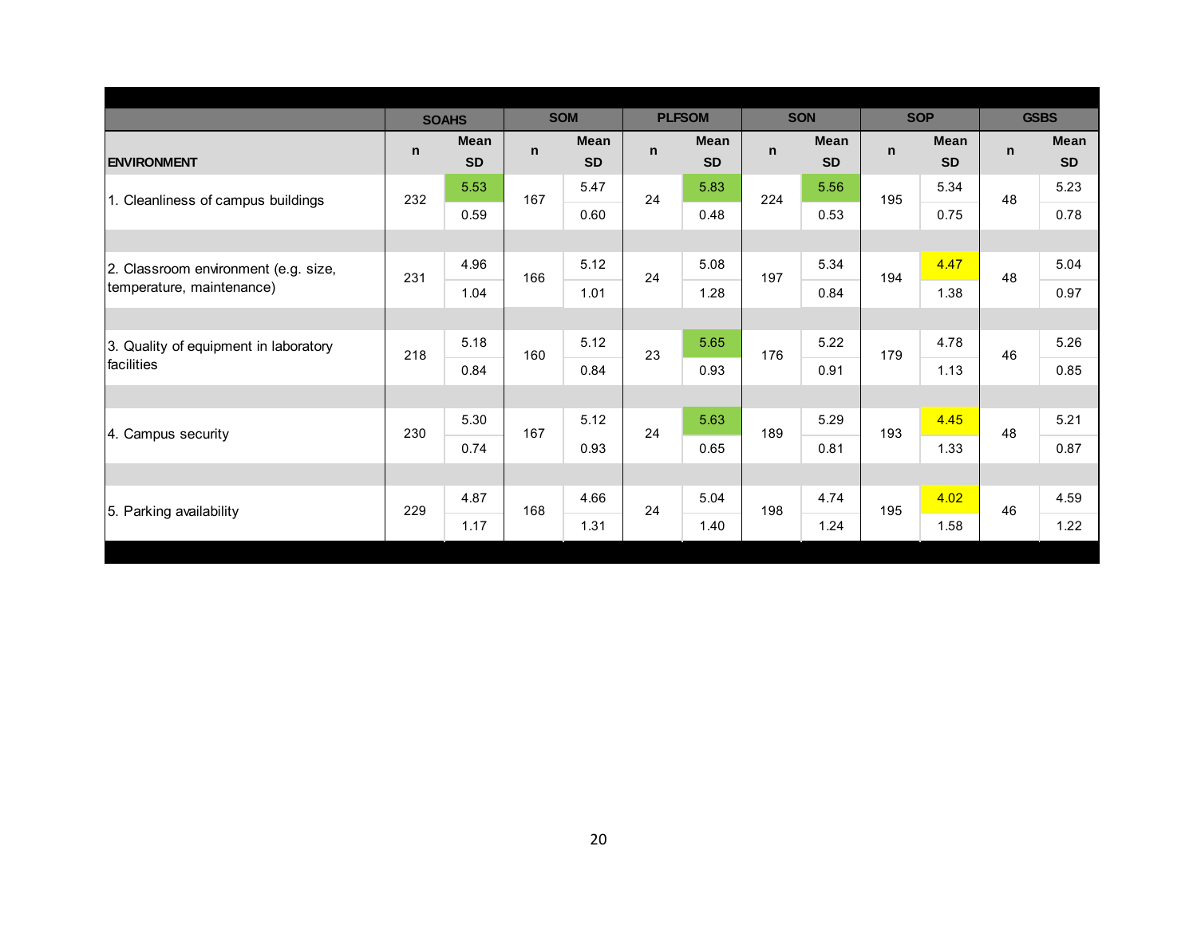| | SOAHS | | SOM | | PLFSOM | | SON | | SOP | | GSBS | |
|---|---|---|---|---|---|---|---|---|---|---|---|---|
| **ENVIRONMENT** | **n** | **Mean SD** | **n** | **Mean SD** | **n** | **Mean SD** | **n** | **Mean SD** | **n** | **Mean SD** | **n** | **Mean SD** |
| 1. Cleanliness of campus buildings | 232 | 5.53<br>0.59 | 167 | 5.47<br>0.60 | 24 | 5.83<br>0.48 | 224 | 5.56<br>0.53 | 195 | 5.34<br>0.75 | 48 | 5.23<br>0.78 |
| 2. Classroom environment (e.g. size, temperature, maintenance) | 231 | 4.96<br>1.04 | 166 | 5.12<br>1.01 | 24 | 5.08<br>1.28 | 197 | 5.34<br>0.84 | 194 | 4.47<br>1.38 | 48 | 5.04<br>0.97 |
| 3. Quality of equipment in laboratory facilities | 218 | 5.18<br>0.84 | 160 | 5.12<br>0.84 | 23 | 5.65<br>0.93 | 176 | 5.22<br>0.91 | 179 | 4.78<br>1.13 | 46 | 5.26<br>0.85 |
| 4. Campus security | 230 | 5.30<br>0.74 | 167 | 5.12<br>0.93 | 24 | 5.63<br>0.65 | 189 | 5.29<br>0.81 | 193 | 4.45<br>1.33 | 48 | 5.21<br>0.87 |
| 5. Parking availability | 229 | 4.87<br>1.17 | 168 | 4.66<br>1.31 | 24 | 5.04<br>1.40 | 198 | 4.74<br>1.24 | 195 | 4.02<br>1.58 | 46 | 4.59<br>1.22 |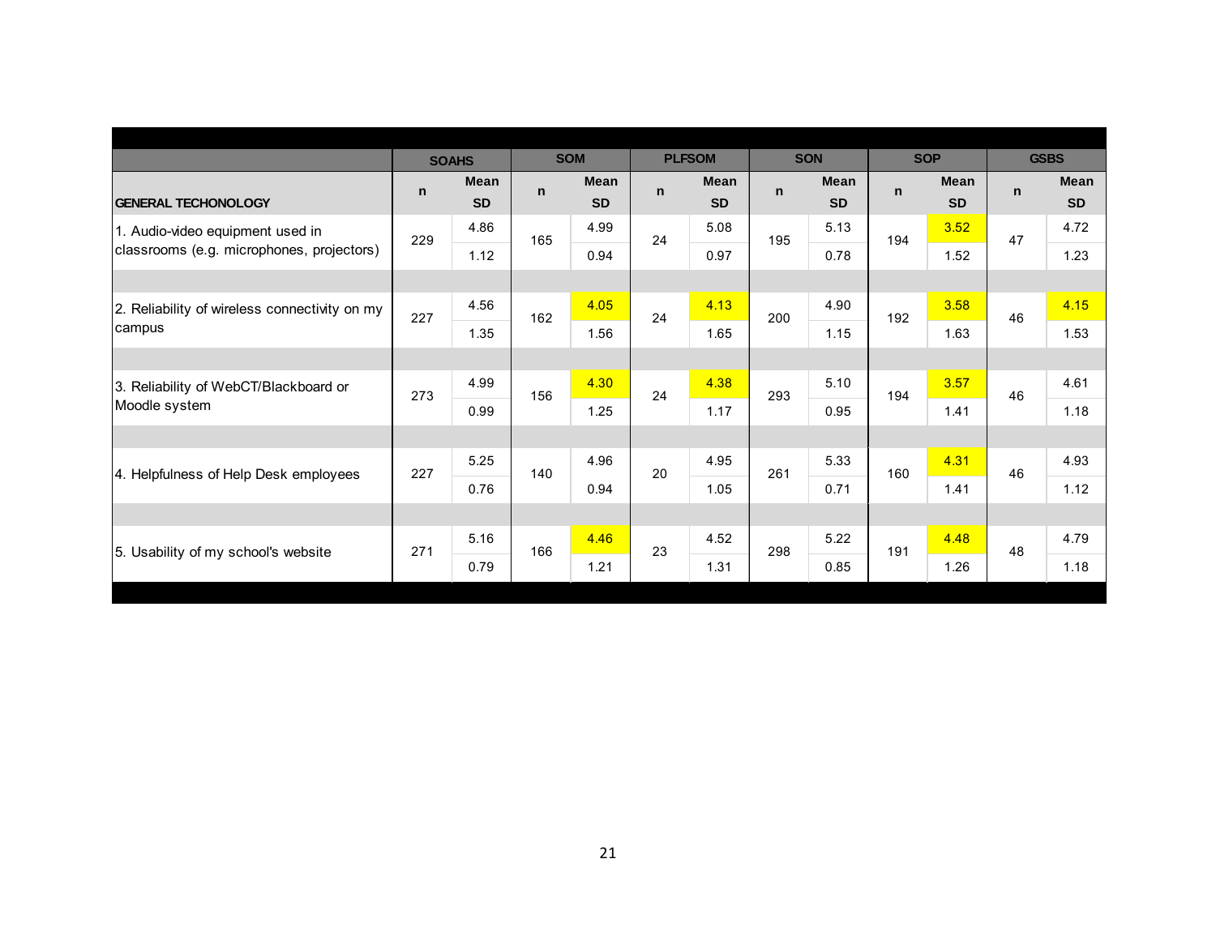| GENERAL TECHONOLOGY | SOAHS | | SOM | | PLFSOM | | SON | | SOP | | GSBS | |
|---|---|---|---|---|---|---|---|---|---|---|---|---|
| | n | Mean SD | n | Mean SD | n | Mean SD | n | Mean SD | n | Mean SD | n | Mean SD |
| 1. Audio-video equipment used in classrooms (e.g. microphones, projectors) | 229 | 4.86 | 165 | 4.99 | 24 | 5.08 | 195 | 5.13 | 194 | 3.52 | 47 | 4.72 |
| | | 1.12 | | 0.94 | | 0.97 | | 0.78 | | 1.52 | | 1.23 |
| 2. Reliability of wireless connectivity on my campus | 227 | 4.56 | 162 | 4.05 | 24 | 4.13 | 200 | 4.90 | 192 | 3.58 | 46 | 4.15 |
| | | 1.35 | | 1.56 | | 1.65 | | 1.15 | | 1.63 | | 1.53 |
| 3. Reliability of WebCT/Blackboard or Moodle system | 273 | 4.99 | 156 | 4.30 | 24 | 4.38 | 293 | 5.10 | 194 | 3.57 | 46 | 4.61 |
| | | 0.99 | | 1.25 | | 1.17 | | 0.95 | | 1.41 | | 1.18 |
| 4. Helpfulness of Help Desk employees | 227 | 5.25 | 140 | 4.96 | 20 | 4.95 | 261 | 5.33 | 160 | 4.31 | 46 | 4.93 |
| | | 0.76 | | 0.94 | | 1.05 | | 0.71 | | 1.41 | | 1.12 |
| 5. Usability of my school's website | 271 | 5.16 | 166 | 4.46 | 23 | 4.52 | 298 | 5.22 | 191 | 4.48 | 48 | 4.79 |
| | | 0.79 | | 1.21 | | 1.31 | | 0.85 | | 1.26 | | 1.18 |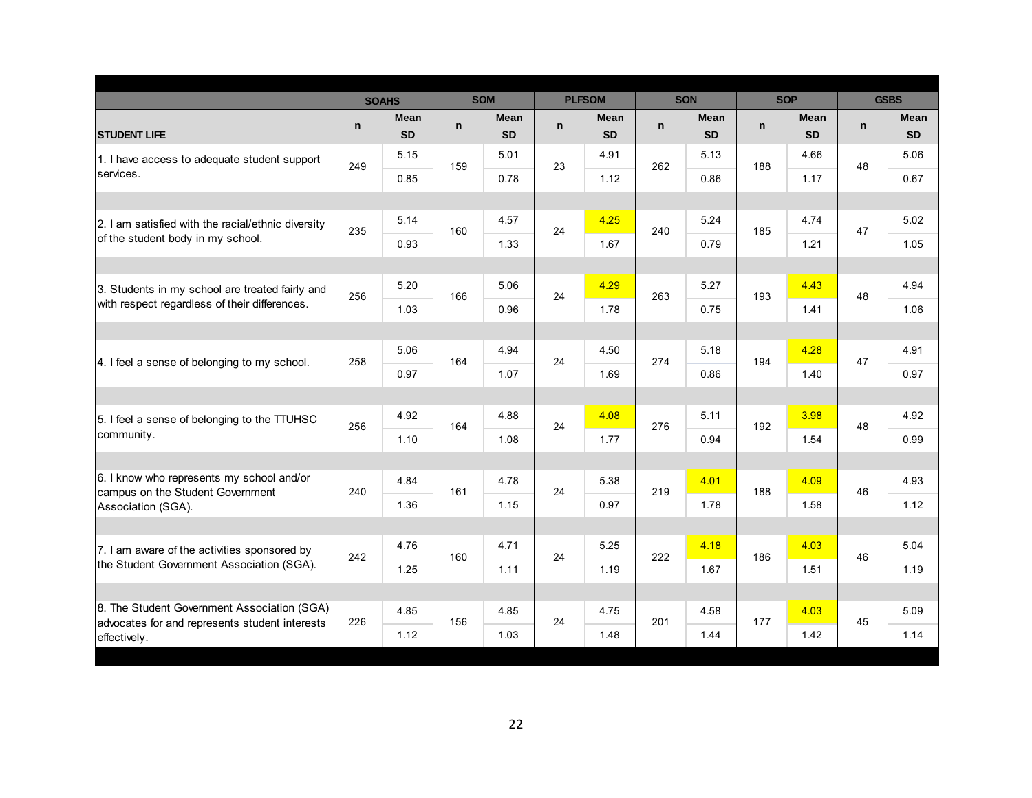| STUDENT LIFE | SOAHS | | SOM | | PLFSOM | | SON | | SOP | | GSBS | |
|---|---|---|---|---|---|---|---|---|---|---|---|---|
| | n | Mean<br>SD | n | Mean<br>SD | n | Mean<br>SD | n | Mean<br>SD | n | Mean<br>SD | n | Mean<br>SD |
| 1. I have access to adequate student support services. | 249 | 5.15<br>0.85 | 159 | 5.01<br>0.78 | 23 | 4.91<br>1.12 | 262 | 5.13<br>0.86 | 188 | 4.66<br>1.17 | 48 | 5.06<br>0.67 |
| 2. I am satisfied with the racial/ethnic diversity of the student body in my school. | 235 | 5.14<br>0.93 | 160 | 4.57<br>1.33 | 24 | 4.25<br>1.67 | 240 | 5.24<br>0.79 | 185 | 4.74<br>1.21 | 47 | 5.02<br>1.05 |
| 3. Students in my school are treated fairly and with respect regardless of their differences. | 256 | 5.20<br>1.03 | 166 | 5.06<br>0.96 | 24 | 4.29<br>1.78 | 263 | 5.27<br>0.75 | 193 | 4.43<br>1.41 | 48 | 4.94<br>1.06 |
| 4. I feel a sense of belonging to my school. | 258 | 5.06<br>0.97 | 164 | 4.94<br>1.07 | 24 | 4.50<br>1.69 | 274 | 5.18<br>0.86 | 194 | 4.28<br>1.40 | 47 | 4.91<br>0.97 |
| 5. I feel a sense of belonging to the TTUHSC community. | 256 | 4.92<br>1.10 | 164 | 4.88<br>1.08 | 24 | 4.08<br>1.77 | 276 | 5.11<br>0.94 | 192 | 3.98<br>1.54 | 48 | 4.92<br>0.99 |
| 6. I know who represents my school and/or campus on the Student Government Association (SGA). | 240 | 4.84<br>1.36 | 161 | 4.78<br>1.15 | 24 | 5.38<br>0.97 | 219 | 4.01<br>1.78 | 188 | 4.09<br>1.58 | 46 | 4.93<br>1.12 |
| 7. I am aware of the activities sponsored by the Student Government Association (SGA). | 242 | 4.76<br>1.25 | 160 | 4.71<br>1.11 | 24 | 5.25<br>1.19 | 222 | 4.18<br>1.67 | 186 | 4.03<br>1.51 | 46 | 5.04<br>1.19 |
| 8. The Student Government Association (SGA) advocates for and represents student interests effectively. | 226 | 4.85<br>1.12 | 156 | 4.85<br>1.03 | 24 | 4.75<br>1.48 | 201 | 4.58<br>1.44 | 177 | 4.03<br>1.42 | 45 | 5.09<br>1.14 |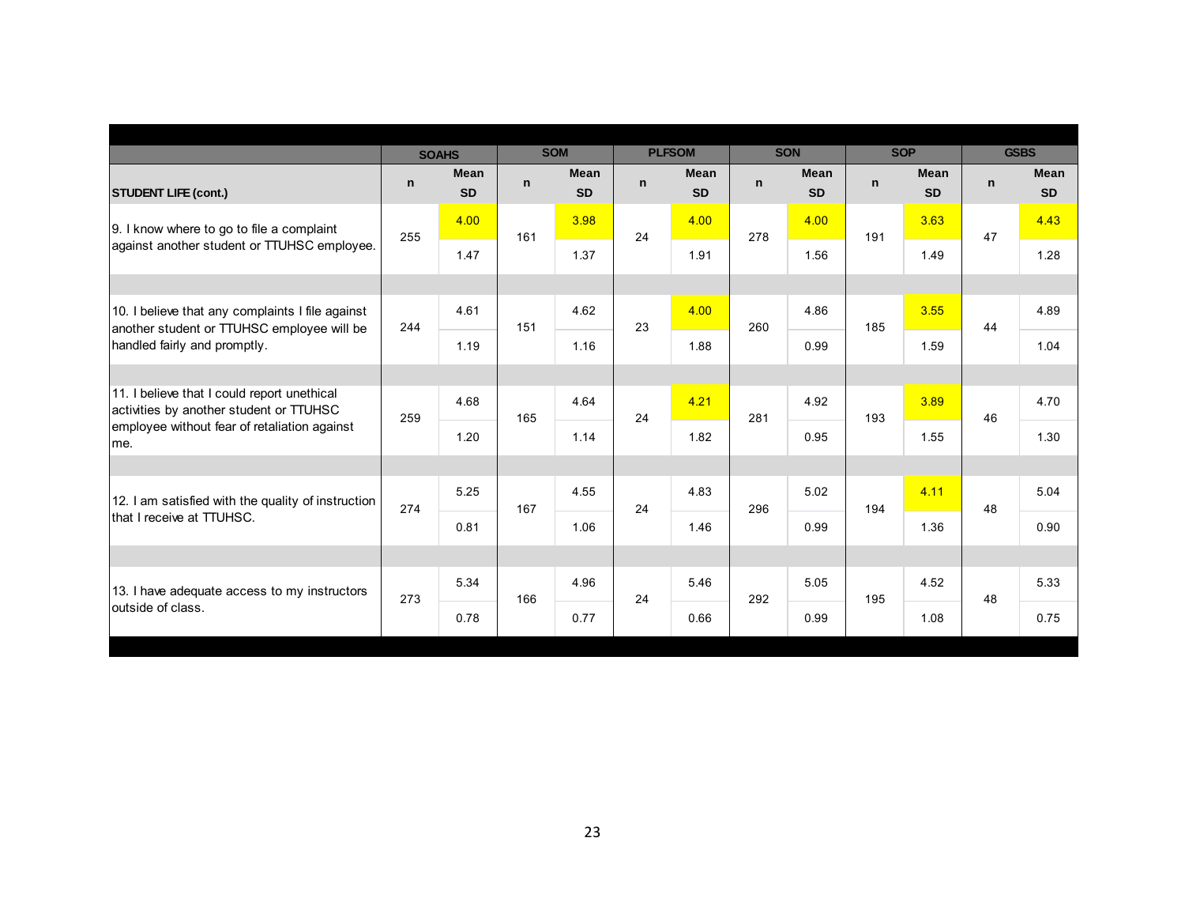| | SOAHS | | SOM | | PLFSOM | | SON | | SOP | | GSBS | |
|---|---|---|---|---|---|---|---|---|---|---|---|---|
| **STUDENT LIFE (cont.)** | n | Mean<br>SD | n | Mean<br>SD | n | Mean<br>SD | n | Mean<br>SD | n | Mean<br>SD | n | Mean<br>SD |
| 9. I know where to go to file a complaint against another student or TTUHSC employee. | 255 | 4.00<br>1.47 | 161 | 3.98<br>1.37 | 24 | 4.00<br>1.91 | 278 | 4.00<br>1.56 | 191 | 3.63<br>1.49 | 47 | 4.43<br>1.28 |
| 10. I believe that any complaints I file against another student or TTUHSC employee will be handled fairly and promptly. | 244 | 4.61<br>1.19 | 151 | 4.62<br>1.16 | 23 | 4.00<br>1.88 | 260 | 4.86<br>0.99 | 185 | 3.55<br>1.59 | 44 | 4.89<br>1.04 |
| 11. I believe that I could report unethical activities by another student or TTUHSC employee without fear of retaliation against me. | 259 | 4.68<br>1.20 | 165 | 4.64<br>1.14 | 24 | 4.21<br>1.82 | 281 | 4.92<br>0.95 | 193 | 3.89<br>1.55 | 46 | 4.70<br>1.30 |
| 12. I am satisfied with the quality of instruction that I receive at TTUHSC. | 274 | 5.25<br>0.81 | 167 | 4.55<br>1.06 | 24 | 4.83<br>1.46 | 296 | 5.02<br>0.99 | 194 | 4.11<br>1.36 | 48 | 5.04<br>0.90 |
| 13. I have adequate access to my instructors outside of class. | 273 | 5.34<br>0.78 | 166 | 4.96<br>0.77 | 24 | 5.46<br>0.66 | 292 | 5.05<br>0.99 | 195 | 4.52<br>1.08 | 48 | 5.33<br>0.75 |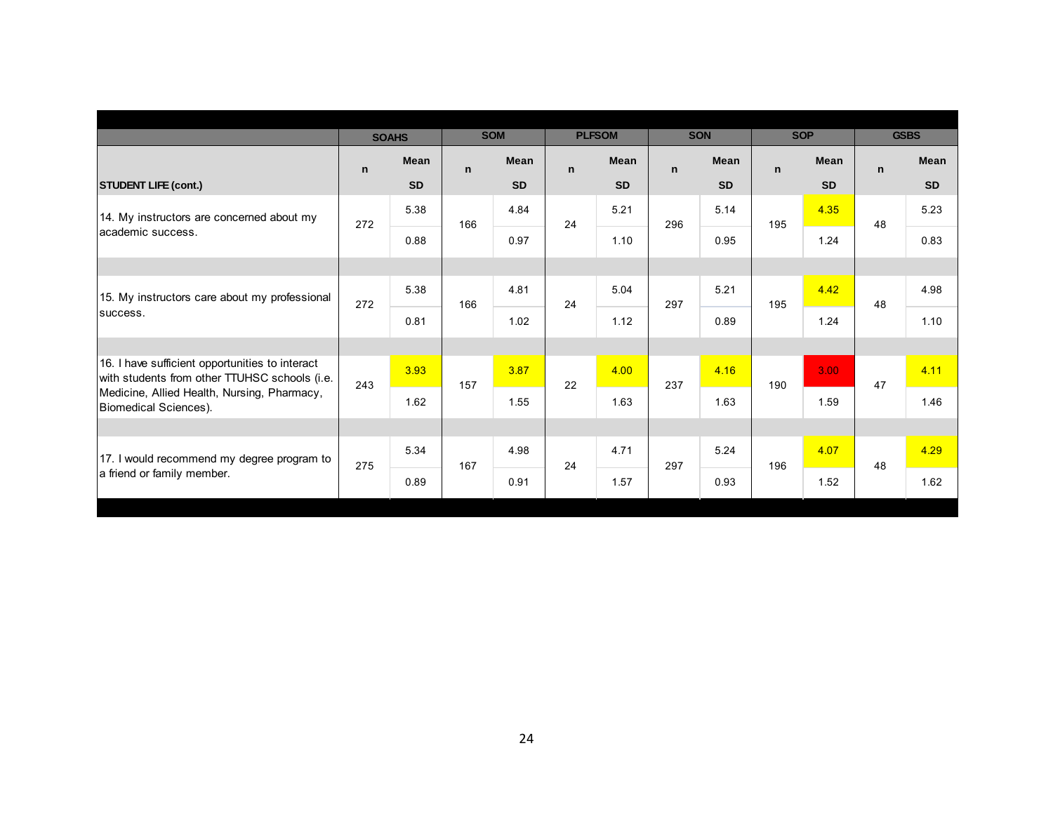| STUDENT LIFE (cont.) | SOAHS | | SOM | | PLFSOM | | SON | | SOP | | GSBS | |
|---|---|---|---|---|---|---|---|---|---|---|---|---|
| | n | Mean / SD | n | Mean / SD | n | Mean / SD | n | Mean / SD | n | Mean / SD | n | Mean / SD |
| 14. My instructors are concerned about my academic success. | 272 | 5.38 / 0.88 | 166 | 4.84 / 0.97 | 24 | 5.21 / 1.10 | 296 | 5.14 / 0.95 | 195 | 4.35 / 1.24 | 48 | 5.23 / 0.83 |
| 15. My instructors care about my professional success. | 272 | 5.38 / 0.81 | 166 | 4.81 / 1.02 | 24 | 5.04 / 1.12 | 297 | 5.21 / 0.89 | 195 | 4.42 / 1.24 | 48 | 4.98 / 1.10 |
| 16. I have sufficient opportunities to interact with students from other TTUHSC schools (i.e. Medicine, Allied Health, Nursing, Pharmacy, Biomedical Sciences). | 243 | 3.93 / 1.62 | 157 | 3.87 / 1.55 | 22 | 4.00 / 1.63 | 237 | 4.16 / 1.63 | 190 | 3.00 / 1.59 | 47 | 4.11 / 1.46 |
| 17. I would recommend my degree program to a friend or family member. | 275 | 5.34 / 0.89 | 167 | 4.98 / 0.91 | 24 | 4.71 / 1.57 | 297 | 5.24 / 0.93 | 196 | 4.07 / 1.52 | 48 | 4.29 / 1.62 |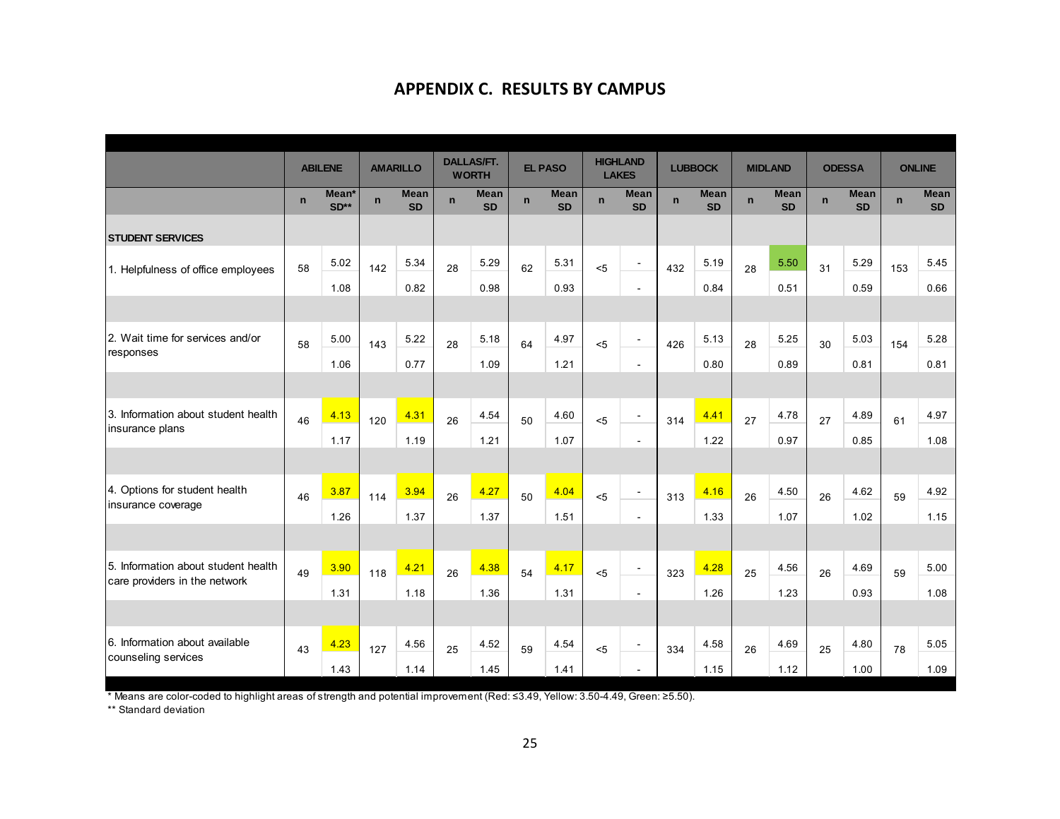# APPENDIX C. RESULTS BY CAMPUS

| | ABILENE | | AMARILLO | | DALLAS/FT. WORTH | | EL PASO | | HIGHLAND LAKES | | LUBBOCK | | MIDLAND | | ODESSA | | ONLINE | |
|---|---|---|---|---|---|---|---|---|---|---|---|---|---|---|---|---|---|---|
| | n | Mean* SD** | n | Mean SD | n | Mean SD | n | Mean SD | n | Mean SD | n | Mean SD | n | Mean SD | n | Mean SD | n | Mean SD |
| **STUDENT SERVICES** | | | | | | | | | | | | | | | | | | |
| 1. Helpfulness of office employees | 58 | 5.02 | 142 | 5.34 | 28 | 5.29 | 62 | 5.31 | <5 | - | 432 | 5.19 | 28 | 5.50 | 31 | 5.29 | 153 | 5.45 |
| | | 1.08 | | 0.82 | | 0.98 | | 0.93 | | - | | 0.84 | | 0.51 | | 0.59 | | 0.66 |
| 2. Wait time for services and/or responses | 58 | 5.00 | 143 | 5.22 | 28 | 5.18 | 64 | 4.97 | <5 | - | 426 | 5.13 | 28 | 5.25 | 30 | 5.03 | 154 | 5.28 |
| | | 1.06 | | 0.77 | | 1.09 | | 1.21 | | - | | 0.80 | | 0.89 | | 0.81 | | 0.81 |
| 3. Information about student health insurance plans | 46 | 4.13 | 120 | 4.31 | 26 | 4.54 | 50 | 4.60 | <5 | - | 314 | 4.41 | 27 | 4.78 | 27 | 4.89 | 61 | 4.97 |
| | | 1.17 | | 1.19 | | 1.21 | | 1.07 | | - | | 1.22 | | 0.97 | | 0.85 | | 1.08 |
| 4. Options for student health insurance coverage | 46 | 3.87 | 114 | 3.94 | 26 | 4.27 | 50 | 4.04 | <5 | - | 313 | 4.16 | 26 | 4.50 | 26 | 4.62 | 59 | 4.92 |
| | | 1.26 | | 1.37 | | 1.37 | | 1.51 | | - | | 1.33 | | 1.07 | | 1.02 | | 1.15 |
| 5. Information about student health care providers in the network | 49 | 3.90 | 118 | 4.21 | 26 | 4.38 | 54 | 4.17 | <5 | - | 323 | 4.28 | 25 | 4.56 | 26 | 4.69 | 59 | 5.00 |
| | | 1.31 | | 1.18 | | 1.36 | | 1.31 | | - | | 1.26 | | 1.23 | | 0.93 | | 1.08 |
| 6. Information about available counseling services | 43 | 4.23 | 127 | 4.56 | 25 | 4.52 | 59 | 4.54 | <5 | - | 334 | 4.58 | 26 | 4.69 | 25 | 4.80 | 78 | 5.05 |
| | | 1.43 | | 1.14 | | 1.45 | | 1.41 | | - | | 1.15 | | 1.12 | | 1.00 | | 1.09 |

\* Means are color-coded to highlight areas of strength and potential improvement (Red: ≤3.49, Yellow: 3.50-4.49, Green: ≥5.50).

\*\* Standard deviation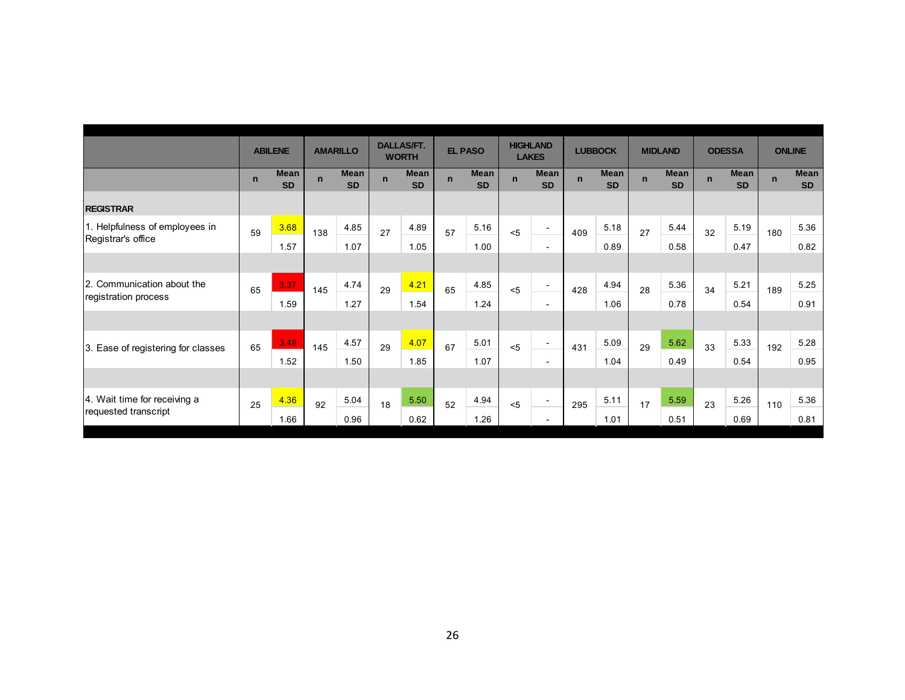| | ABILENE | | AMARILLO | | DALLAS/FT. WORTH | | EL PASO | | HIGHLAND LAKES | | LUBBOCK | | MIDLAND | | ODESSA | | ONLINE | |
|---|---|---|---|---|---|---|---|---|---|---|---|---|---|---|---|---|---|---|
| | n | Mean SD | n | Mean SD | n | Mean SD | n | Mean SD | n | Mean SD | n | Mean SD | n | Mean SD | n | Mean SD | n | Mean SD |
| **REGISTRAR** | | | | | | | | | | | | | | | | | | |
| 1. Helpfulness of employees in Registrar's office | 59 | 3.68 | 138 | 4.85 | 27 | 4.89 | 57 | 5.16 | <5 | - | 409 | 5.18 | 27 | 5.44 | 32 | 5.19 | 180 | 5.36 |
| | | 1.57 | | 1.07 | | 1.05 | | 1.00 | | - | | 0.89 | | 0.58 | | 0.47 | | 0.82 |
| 2. Communication about the registration process | 65 | 3.37 | 145 | 4.74 | 29 | 4.21 | 65 | 4.85 | <5 | - | 428 | 4.94 | 28 | 5.36 | 34 | 5.21 | 189 | 5.25 |
| | | 1.59 | | 1.27 | | 1.54 | | 1.24 | | - | | 1.06 | | 0.78 | | 0.54 | | 0.91 |
| 3. Ease of registering for classes | 65 | 3.49 | 145 | 4.57 | 29 | 4.07 | 67 | 5.01 | <5 | - | 431 | 5.09 | 29 | 5.62 | 33 | 5.33 | 192 | 5.28 |
| | | 1.52 | | 1.50 | | 1.85 | | 1.07 | | - | | 1.04 | | 0.49 | | 0.54 | | 0.95 |
| 4. Wait time for receiving a requested transcript | 25 | 4.36 | 92 | 5.04 | 18 | 5.50 | 52 | 4.94 | <5 | - | 295 | 5.11 | 17 | 5.59 | 23 | 5.26 | 110 | 5.36 |
| | | 1.66 | | 0.96 | | 0.62 | | 1.26 | | - | | 1.01 | | 0.51 | | 0.69 | | 0.81 |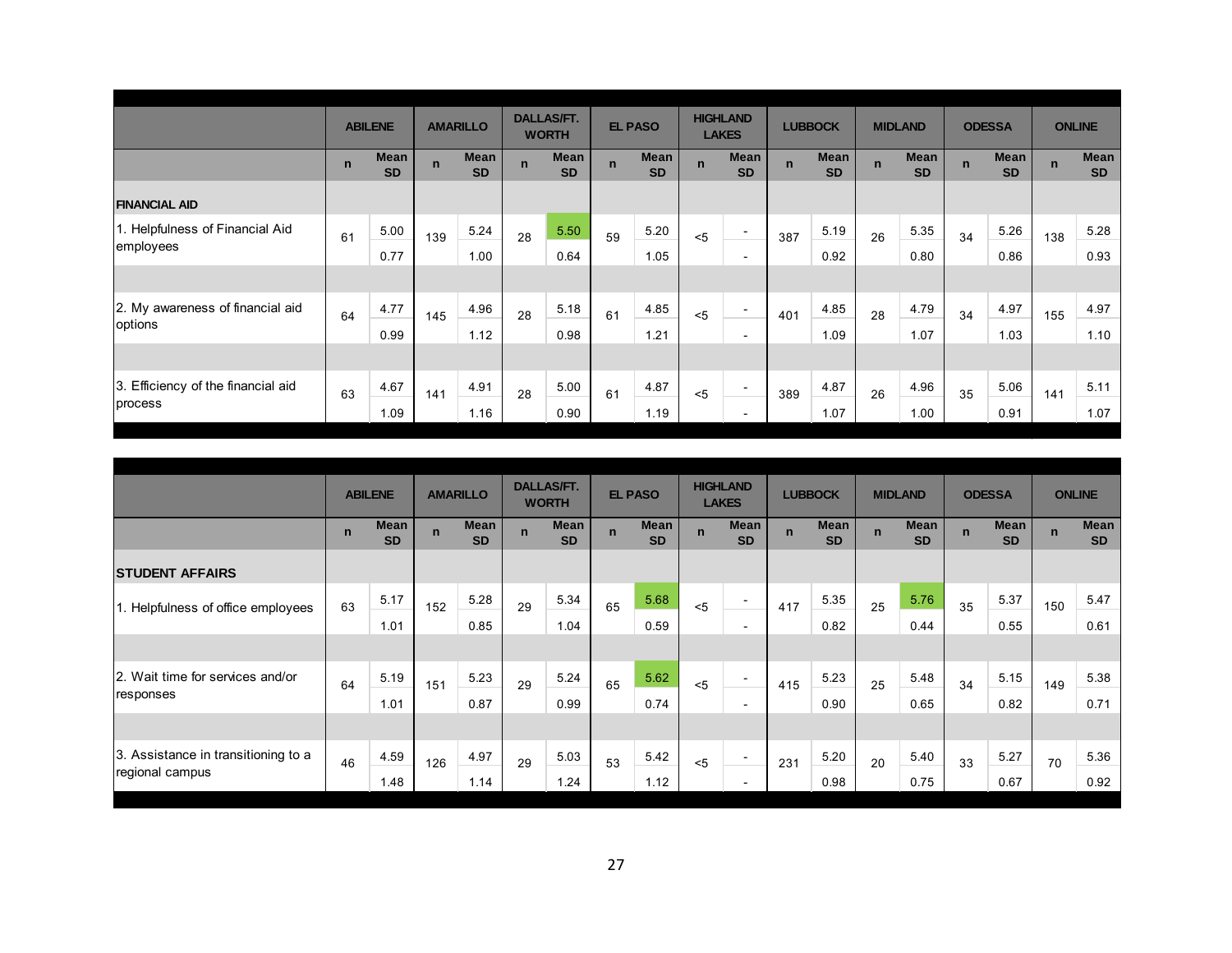| | ABILENE | | AMARILLO | | DALLAS/FT. WORTH | | EL PASO | | HIGHLAND LAKES | | LUBBOCK | | MIDLAND | | ODESSA | | ONLINE | |
|---|---|---|---|---|---|---|---|---|---|---|---|---|---|---|---|---|---|---|
| | n | Mean SD | n | Mean SD | n | Mean SD | n | Mean SD | n | Mean SD | n | Mean SD | n | Mean SD | n | Mean SD | n | Mean SD |
| **FINANCIAL AID** | | | | | | | | | | | | | | | | | | |
| 1. Helpfulness of Financial Aid employees | 61 | 5.00 | 139 | 5.24 | 28 | 5.50 | 59 | 5.20 | <5 | - | 387 | 5.19 | 26 | 5.35 | 34 | 5.26 | 138 | 5.28 |
| | | 0.77 | | 1.00 | | 0.64 | | 1.05 | | - | | 0.92 | | 0.80 | | 0.86 | | 0.93 |
| 2. My awareness of financial aid options | 64 | 4.77 | 145 | 4.96 | 28 | 5.18 | 61 | 4.85 | <5 | - | 401 | 4.85 | 28 | 4.79 | 34 | 4.97 | 155 | 4.97 |
| | | 0.99 | | 1.12 | | 0.98 | | 1.21 | | - | | 1.09 | | 1.07 | | 1.03 | | 1.10 |
| 3. Efficiency of the financial aid process | 63 | 4.67 | 141 | 4.91 | 28 | 5.00 | 61 | 4.87 | <5 | - | 389 | 4.87 | 26 | 4.96 | 35 | 5.06 | 141 | 5.11 |
| | | 1.09 | | 1.16 | | 0.90 | | 1.19 | | - | | 1.07 | | 1.00 | | 0.91 | | 1.07 |

| | ABILENE | | AMARILLO | | DALLAS/FT. WORTH | | EL PASO | | HIGHLAND LAKES | | LUBBOCK | | MIDLAND | | ODESSA | | ONLINE | |
|---|---|---|---|---|---|---|---|---|---|---|---|---|---|---|---|---|---|---|
| | n | Mean SD | n | Mean SD | n | Mean SD | n | Mean SD | n | Mean SD | n | Mean SD | n | Mean SD | n | Mean SD | n | Mean SD |
| **STUDENT AFFAIRS** | | | | | | | | | | | | | | | | | | |
| 1. Helpfulness of office employees | 63 | 5.17 | 152 | 5.28 | 29 | 5.34 | 65 | 5.68 | <5 | - | 417 | 5.35 | 25 | 5.76 | 35 | 5.37 | 150 | 5.47 |
| | | 1.01 | | 0.85 | | 1.04 | | 0.59 | | - | | 0.82 | | 0.44 | | 0.55 | | 0.61 |
| 2. Wait time for services and/or responses | 64 | 5.19 | 151 | 5.23 | 29 | 5.24 | 65 | 5.62 | <5 | - | 415 | 5.23 | 25 | 5.48 | 34 | 5.15 | 149 | 5.38 |
| | | 1.01 | | 0.87 | | 0.99 | | 0.74 | | - | | 0.90 | | 0.65 | | 0.82 | | 0.71 |
| 3. Assistance in transitioning to a regional campus | 46 | 4.59 | 126 | 4.97 | 29 | 5.03 | 53 | 5.42 | <5 | - | 231 | 5.20 | 20 | 5.40 | 33 | 5.27 | 70 | 5.36 |
| | | 1.48 | | 1.14 | | 1.24 | | 1.12 | | - | | 0.98 | | 0.75 | | 0.67 | | 0.92 |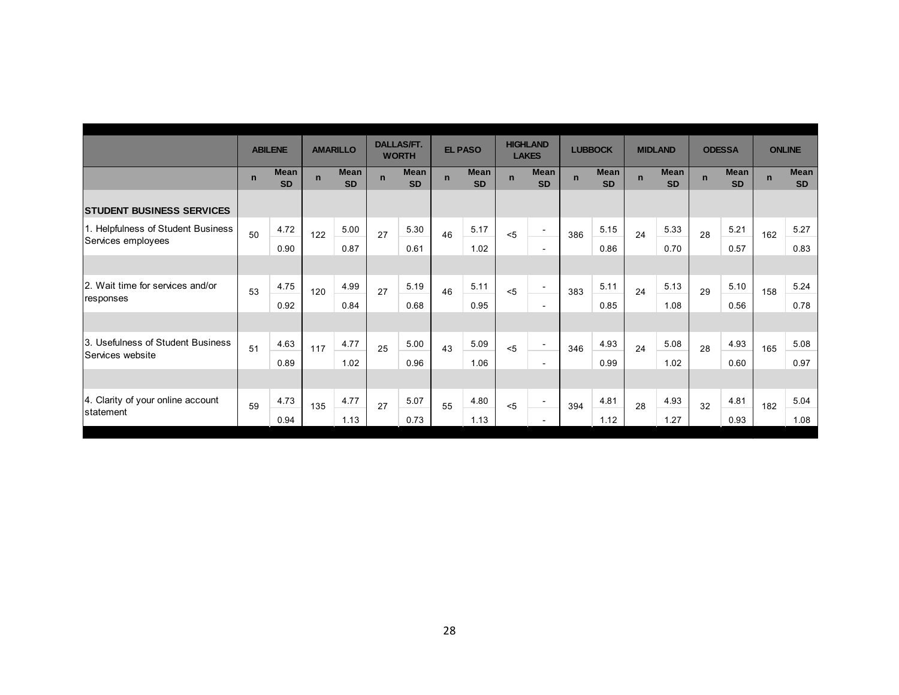| | ABILENE | | AMARILLO | | DALLAS/FT. WORTH | | EL PASO | | HIGHLAND LAKES | | LUBBOCK | | MIDLAND | | ODESSA | | ONLINE | |
|---|---|---|---|---|---|---|---|---|---|---|---|---|---|---|---|---|---|---|
| | n | Mean SD | n | Mean SD | n | Mean SD | n | Mean SD | n | Mean SD | n | Mean SD | n | Mean SD | n | Mean SD | n | Mean SD |
| **STUDENT BUSINESS SERVICES** | | | | | | | | | | | | | | | | | | |
| 1. Helpfulness of Student Business Services employees | 50 | 4.72 | 122 | 5.00 | 27 | 5.30 | 46 | 5.17 | <5 | - | 386 | 5.15 | 24 | 5.33 | 28 | 5.21 | 162 | 5.27 |
| | | 0.90 | | 0.87 | | 0.61 | | 1.02 | | - | | 0.86 | | 0.70 | | 0.57 | | 0.83 |
| 2. Wait time for services and/or responses | 53 | 4.75 | 120 | 4.99 | 27 | 5.19 | 46 | 5.11 | <5 | - | 383 | 5.11 | 24 | 5.13 | 29 | 5.10 | 158 | 5.24 |
| | | 0.92 | | 0.84 | | 0.68 | | 0.95 | | - | | 0.85 | | 1.08 | | 0.56 | | 0.78 |
| 3. Usefulness of Student Business Services website | 51 | 4.63 | 117 | 4.77 | 25 | 5.00 | 43 | 5.09 | <5 | - | 346 | 4.93 | 24 | 5.08 | 28 | 4.93 | 165 | 5.08 |
| | | 0.89 | | 1.02 | | 0.96 | | 1.06 | | - | | 0.99 | | 1.02 | | 0.60 | | 0.97 |
| 4. Clarity of your online account statement | 59 | 4.73 | 135 | 4.77 | 27 | 5.07 | 55 | 4.80 | <5 | - | 394 | 4.81 | 28 | 4.93 | 32 | 4.81 | 182 | 5.04 |
| | | 0.94 | | 1.13 | | 0.73 | | 1.13 | | - | | 1.12 | | 1.27 | | 0.93 | | 1.08 |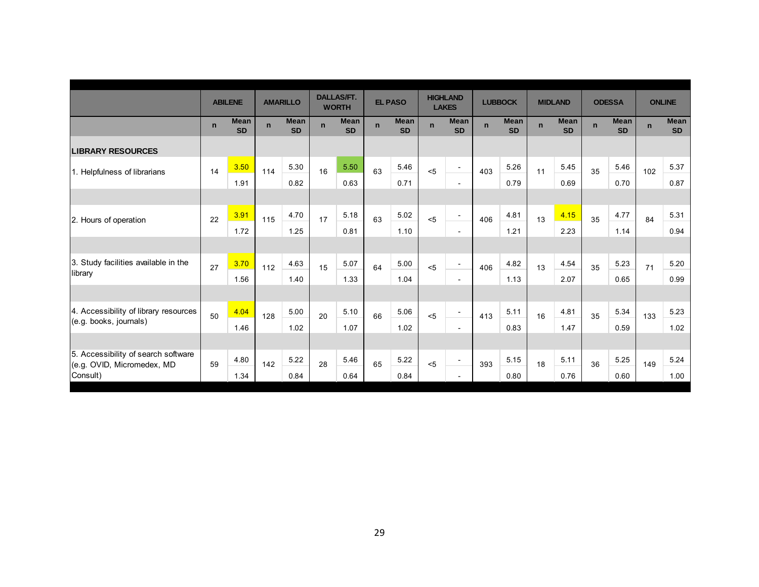| | ABILENE | | AMARILLO | | DALLAS/FT. WORTH | | EL PASO | | HIGHLAND LAKES | | LUBBOCK | | MIDLAND | | ODESSA | | ONLINE | |
|---|---|---|---|---|---|---|---|---|---|---|---|---|---|---|---|---|---|---|
| | n | Mean SD | n | Mean SD | n | Mean SD | n | Mean SD | n | Mean SD | n | Mean SD | n | Mean SD | n | Mean SD | n | Mean SD |
| **LIBRARY RESOURCES** | | | | | | | | | | | | | | | | | | |
| 1. Helpfulness of librarians | 14 | 3.50 | 114 | 5.30 | 16 | 5.50 | 63 | 5.46 | <5 | - | 403 | 5.26 | 11 | 5.45 | 35 | 5.46 | 102 | 5.37 |
| | | 1.91 | | 0.82 | | 0.63 | | 0.71 | | - | | 0.79 | | 0.69 | | 0.70 | | 0.87 |
| 2. Hours of operation | 22 | 3.91 | 115 | 4.70 | 17 | 5.18 | 63 | 5.02 | <5 | - | 406 | 4.81 | 13 | 4.15 | 35 | 4.77 | 84 | 5.31 |
| | | 1.72 | | 1.25 | | 0.81 | | 1.10 | | - | | 1.21 | | 2.23 | | 1.14 | | 0.94 |
| 3. Study facilities available in the library | 27 | 3.70 | 112 | 4.63 | 15 | 5.07 | 64 | 5.00 | <5 | - | 406 | 4.82 | 13 | 4.54 | 35 | 5.23 | 71 | 5.20 |
| | | 1.56 | | 1.40 | | 1.33 | | 1.04 | | - | | 1.13 | | 2.07 | | 0.65 | | 0.99 |
| 4. Accessibility of library resources (e.g. books, journals) | 50 | 4.04 | 128 | 5.00 | 20 | 5.10 | 66 | 5.06 | <5 | - | 413 | 5.11 | 16 | 4.81 | 35 | 5.34 | 133 | 5.23 |
| | | 1.46 | | 1.02 | | 1.07 | | 1.02 | | - | | 0.83 | | 1.47 | | 0.59 | | 1.02 |
| 5. Accessibility of search software (e.g. OVID, Micromedex, MD Consult) | 59 | 4.80 | 142 | 5.22 | 28 | 5.46 | 65 | 5.22 | <5 | - | 393 | 5.15 | 18 | 5.11 | 36 | 5.25 | 149 | 5.24 |
| | | 1.34 | | 0.84 | | 0.64 | | 0.84 | | - | | 0.80 | | 0.76 | | 0.60 | | 1.00 |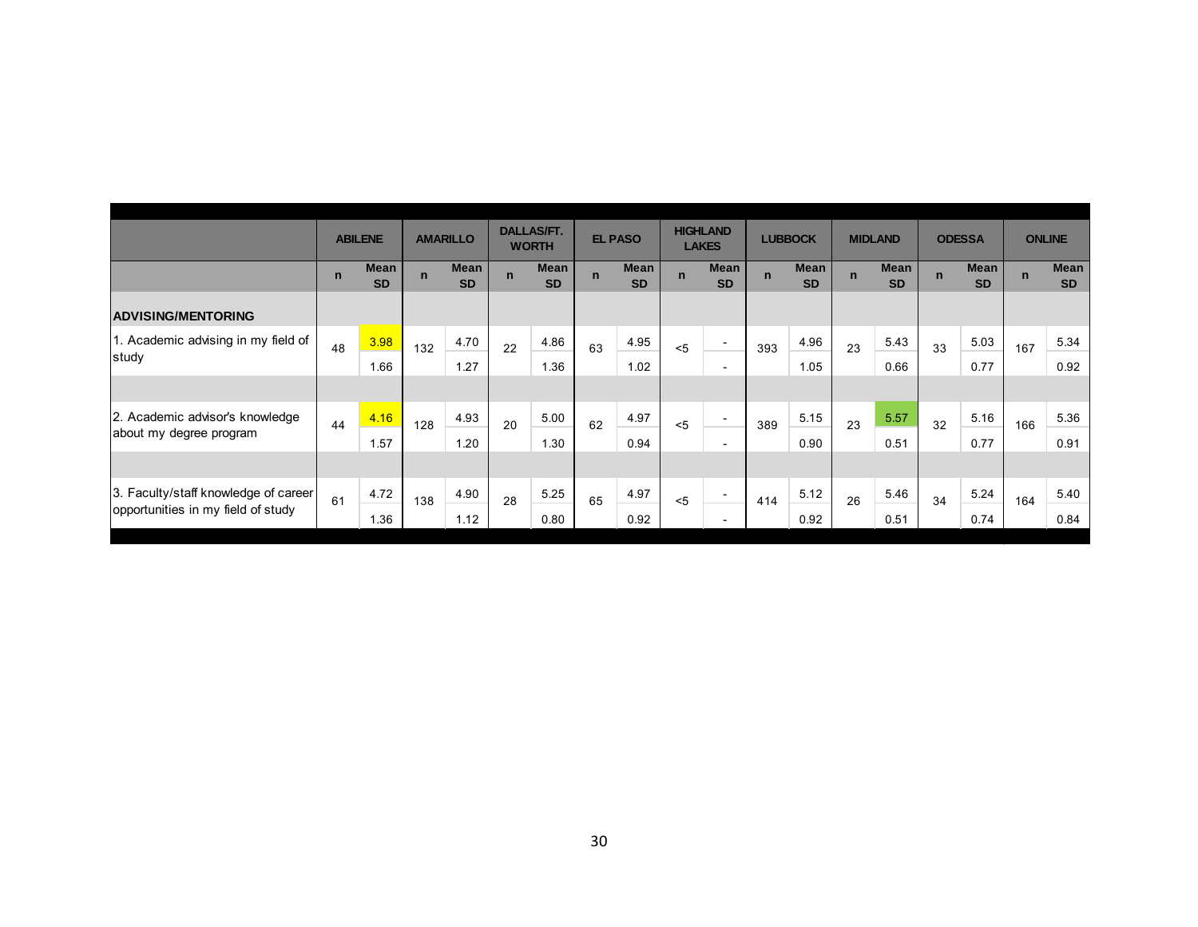| | ABILENE | | AMARILLO | | DALLAS/FT. WORTH | | EL PASO | | HIGHLAND LAKES | | LUBBOCK | | MIDLAND | | ODESSA | | ONLINE | |
|---|---|---|---|---|---|---|---|---|---|---|---|---|---|---|---|---|---|---|
| | n | Mean SD | n | Mean SD | n | Mean SD | n | Mean SD | n | Mean SD | n | Mean SD | n | Mean SD | n | Mean SD | n | Mean SD |
| **ADVISING/MENTORING** | | | | | | | | | | | | | | | | | | |
| 1. Academic advising in my field of study | 48 | 3.98 | 132 | 4.70 | 22 | 4.86 | 63 | 4.95 | <5 | - | 393 | 4.96 | 23 | 5.43 | 33 | 5.03 | 167 | 5.34 |
| | | 1.66 | | 1.27 | | 1.36 | | 1.02 | | - | | 1.05 | | 0.66 | | 0.77 | | 0.92 |
| 2. Academic advisor's knowledge about my degree program | 44 | 4.16 | 128 | 4.93 | 20 | 5.00 | 62 | 4.97 | <5 | - | 389 | 5.15 | 23 | 5.57 | 32 | 5.16 | 166 | 5.36 |
| | | 1.57 | | 1.20 | | 1.30 | | 0.94 | | - | | 0.90 | | 0.51 | | 0.77 | | 0.91 |
| 3. Faculty/staff knowledge of career opportunities in my field of study | 61 | 4.72 | 138 | 4.90 | 28 | 5.25 | 65 | 4.97 | <5 | - | 414 | 5.12 | 26 | 5.46 | 34 | 5.24 | 164 | 5.40 |
| | | 1.36 | | 1.12 | | 0.80 | | 0.92 | | - | | 0.92 | | 0.51 | | 0.74 | | 0.84 |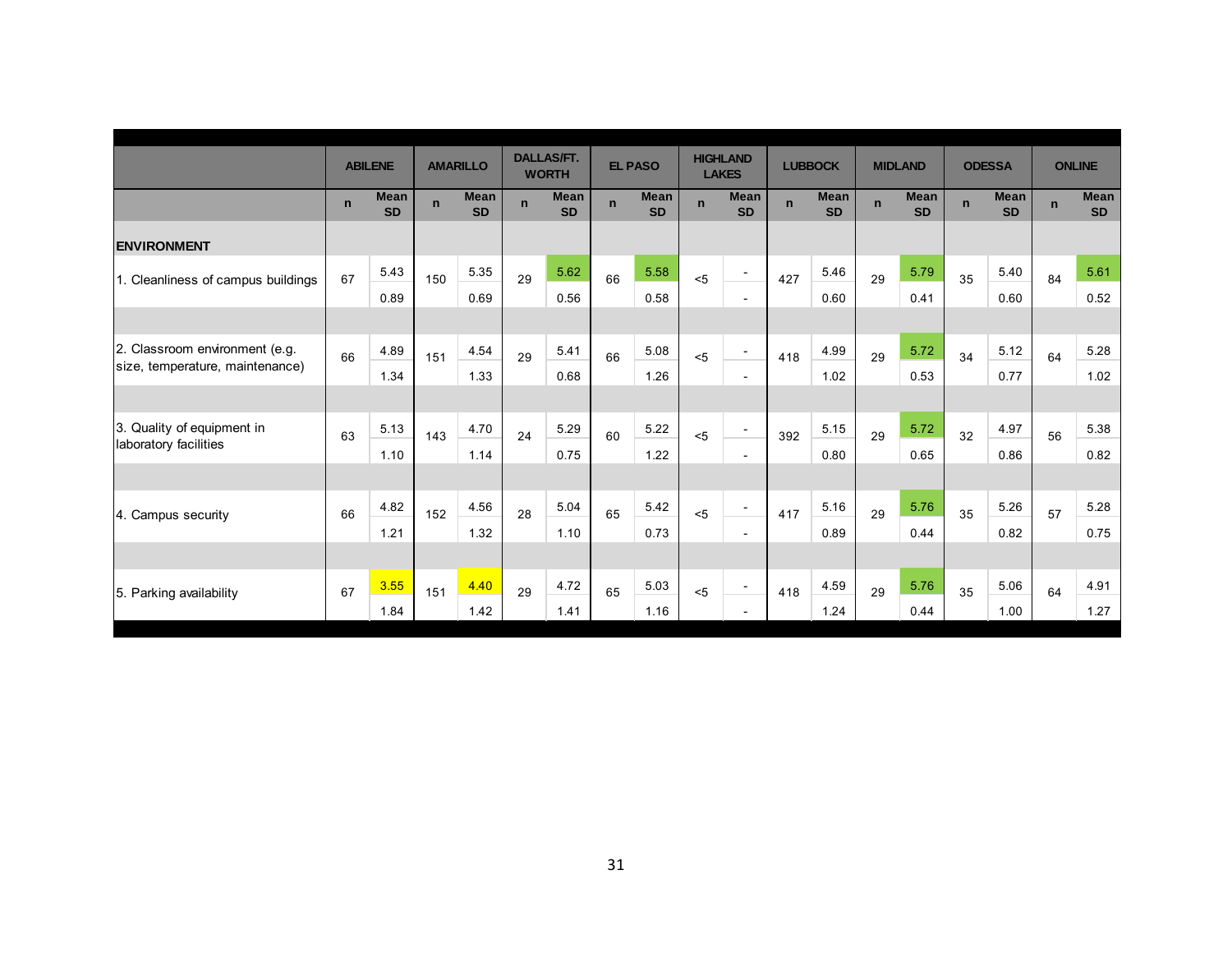| | ABILENE | | AMARILLO | | DALLAS/FT. WORTH | | EL PASO | | HIGHLAND LAKES | | LUBBOCK | | MIDLAND | | ODESSA | | ONLINE | |
|---|---|---|---|---|---|---|---|---|---|---|---|---|---|---|---|---|---|---|
| | n | Mean SD | n | Mean SD | n | Mean SD | n | Mean SD | n | Mean SD | n | Mean SD | n | Mean SD | n | Mean SD | n | Mean SD |
| **ENVIRONMENT** | | | | | | | | | | | | | | | | | | |
| 1. Cleanliness of campus buildings | 67 | 5.43 / 0.89 | 150 | 5.35 / 0.69 | 29 | 5.62 / 0.56 | 66 | 5.58 / 0.58 | <5 | - / - | 427 | 5.46 / 0.60 | 29 | 5.79 / 0.41 | 35 | 5.40 / 0.60 | 84 | 5.61 / 0.52 |
| 2. Classroom environment (e.g. size, temperature, maintenance) | 66 | 4.89 / 1.34 | 151 | 4.54 / 1.33 | 29 | 5.41 / 0.68 | 66 | 5.08 / 1.26 | <5 | - / - | 418 | 4.99 / 1.02 | 29 | 5.72 / 0.53 | 34 | 5.12 / 0.77 | 64 | 5.28 / 1.02 |
| 3. Quality of equipment in laboratory facilities | 63 | 5.13 / 1.10 | 143 | 4.70 / 1.14 | 24 | 5.29 / 0.75 | 60 | 5.22 / 1.22 | <5 | - / - | 392 | 5.15 / 0.80 | 29 | 5.72 / 0.65 | 32 | 4.97 / 0.86 | 56 | 5.38 / 0.82 |
| 4. Campus security | 66 | 4.82 / 1.21 | 152 | 4.56 / 1.32 | 28 | 5.04 / 1.10 | 65 | 5.42 / 0.73 | <5 | - / - | 417 | 5.16 / 0.89 | 29 | 5.76 / 0.44 | 35 | 5.26 / 0.82 | 57 | 5.28 / 0.75 |
| 5. Parking availability | 67 | 3.55 / 1.84 | 151 | 4.40 / 1.42 | 29 | 4.72 / 1.41 | 65 | 5.03 / 1.16 | <5 | - / - | 418 | 4.59 / 1.24 | 29 | 5.76 / 0.44 | 35 | 5.06 / 1.00 | 64 | 4.91 / 1.27 |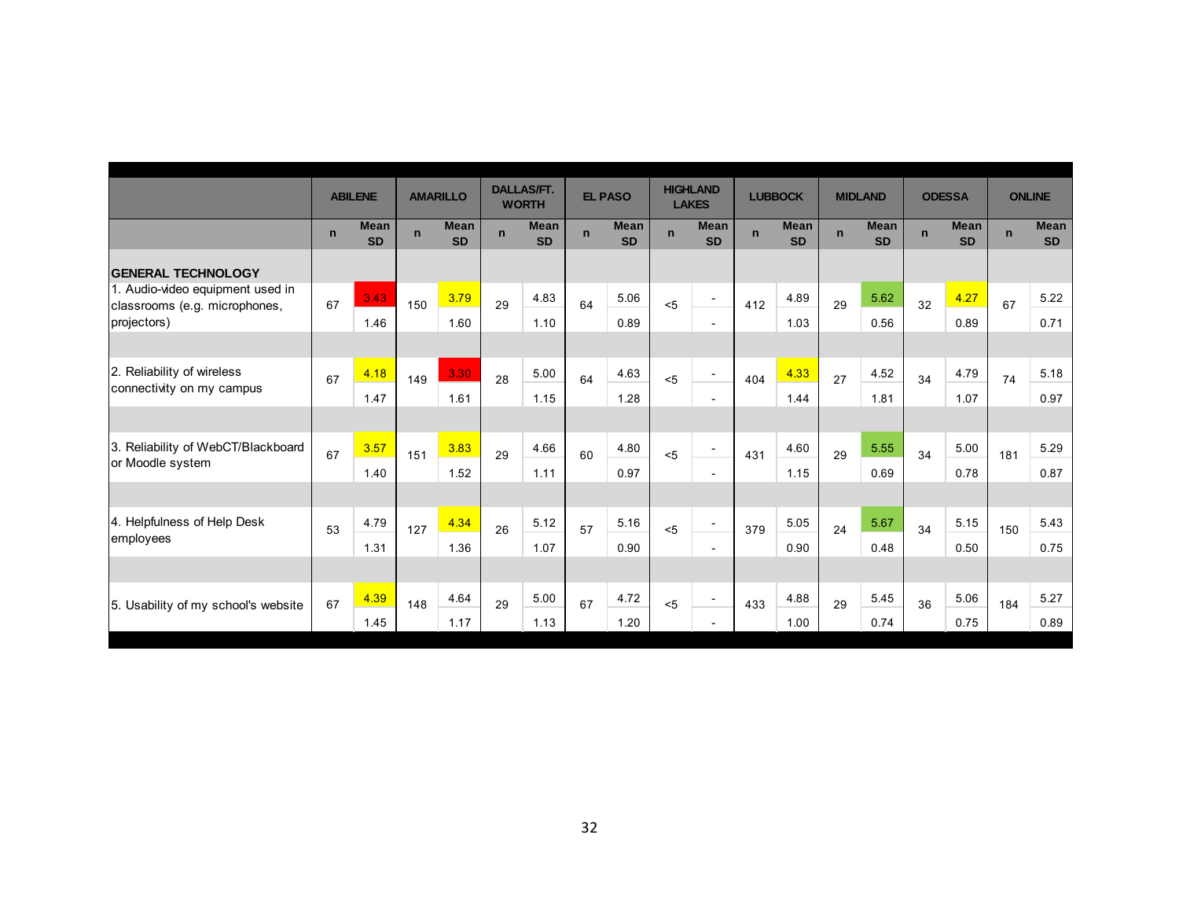|  | ABILENE |  | AMARILLO |  | DALLAS/FT. WORTH |  | EL PASO |  | HIGHLAND LAKES |  | LUBBOCK |  | MIDLAND |  | ODESSA |  | ONLINE |  |
|---|---|---|---|---|---|---|---|---|---|---|---|---|---|---|---|---|---|---|
|  | n | Mean SD | n | Mean SD | n | Mean SD | n | Mean SD | n | Mean SD | n | Mean SD | n | Mean SD | n | Mean SD | n | Mean SD |
| **GENERAL TECHNOLOGY** |  |  |  |  |  |  |  |  |  |  |  |  |  |  |  |  |  |  |
| 1. Audio-video equipment used in classrooms (e.g. microphones, projectors) | 67 | 3.43 | 150 | 3.79 | 29 | 4.83 | 64 | 5.06 | <5 | - | 412 | 4.89 | 29 | 5.62 | 32 | 4.27 | 67 | 5.22 |
|  |  | 1.46 |  | 1.60 |  | 1.10 |  | 0.89 |  | - |  | 1.03 |  | 0.56 |  | 0.89 |  | 0.71 |
| 2. Reliability of wireless connectivity on my campus | 67 | 4.18 | 149 | 3.30 | 28 | 5.00 | 64 | 4.63 | <5 | - | 404 | 4.33 | 27 | 4.52 | 34 | 4.79 | 74 | 5.18 |
|  |  | 1.47 |  | 1.61 |  | 1.15 |  | 1.28 |  | - |  | 1.44 |  | 1.81 |  | 1.07 |  | 0.97 |
| 3. Reliability of WebCT/Blackboard or Moodle system | 67 | 3.57 | 151 | 3.83 | 29 | 4.66 | 60 | 4.80 | <5 | - | 431 | 4.60 | 29 | 5.55 | 34 | 5.00 | 181 | 5.29 |
|  |  | 1.40 |  | 1.52 |  | 1.11 |  | 0.97 |  | - |  | 1.15 |  | 0.69 |  | 0.78 |  | 0.87 |
| 4. Helpfulness of Help Desk employees | 53 | 4.79 | 127 | 4.34 | 26 | 5.12 | 57 | 5.16 | <5 | - | 379 | 5.05 | 24 | 5.67 | 34 | 5.15 | 150 | 5.43 |
|  |  | 1.31 |  | 1.36 |  | 1.07 |  | 0.90 |  | - |  | 0.90 |  | 0.48 |  | 0.50 |  | 0.75 |
| 5. Usability of my school's website | 67 | 4.39 | 148 | 4.64 | 29 | 5.00 | 67 | 4.72 | <5 | - | 433 | 4.88 | 29 | 5.45 | 36 | 5.06 | 184 | 5.27 |
|  |  | 1.45 |  | 1.17 |  | 1.13 |  | 1.20 |  | - |  | 1.00 |  | 0.74 |  | 0.75 |  | 0.89 |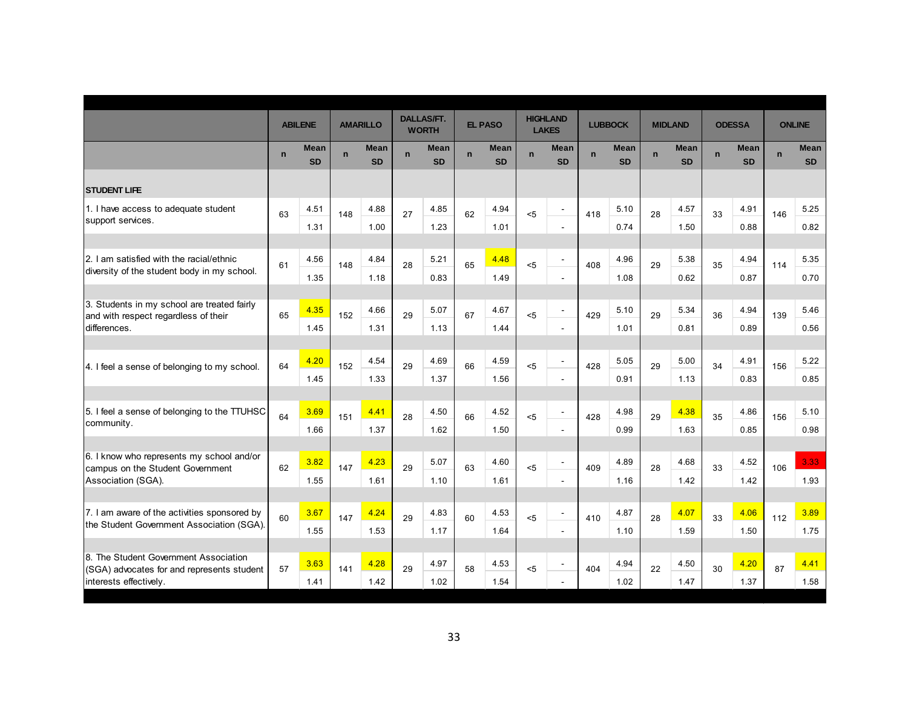| | ABILENE | | AMARILLO | | DALLAS/FT. WORTH | | EL PASO | | HIGHLAND LAKES | | LUBBOCK | | MIDLAND | | ODESSA | | ONLINE | |
|---|---|---|---|---|---|---|---|---|---|---|---|---|---|---|---|---|---|---|
| | n | Mean SD | n | Mean SD | n | Mean SD | n | Mean SD | n | Mean SD | n | Mean SD | n | Mean SD | n | Mean SD | n | Mean SD |
| **STUDENT LIFE** | | | | | | | | | | | | | | | | | | |
| 1. I have access to adequate student support services. | 63 | 4.51 1.31 | 148 | 4.88 1.00 | 27 | 4.85 1.23 | 62 | 4.94 1.01 | <5 | - - | 418 | 5.10 0.74 | 28 | 4.57 1.50 | 33 | 4.91 0.88 | 146 | 5.25 0.82 |
| 2. I am satisfied with the racial/ethnic diversity of the student body in my school. | 61 | 4.56 1.35 | 148 | 4.84 1.18 | 28 | 5.21 0.83 | 65 | 4.48 1.49 | <5 | - - | 408 | 4.96 1.08 | 29 | 5.38 0.62 | 35 | 4.94 0.87 | 114 | 5.35 0.70 |
| 3. Students in my school are treated fairly and with respect regardless of their differences. | 65 | 4.35 1.45 | 152 | 4.66 1.31 | 29 | 5.07 1.13 | 67 | 4.67 1.44 | <5 | - - | 429 | 5.10 1.01 | 29 | 5.34 0.81 | 36 | 4.94 0.89 | 139 | 5.46 0.56 |
| 4. I feel a sense of belonging to my school. | 64 | 4.20 1.45 | 152 | 4.54 1.33 | 29 | 4.69 1.37 | 66 | 4.59 1.56 | <5 | - - | 428 | 5.05 0.91 | 29 | 5.00 1.13 | 34 | 4.91 0.83 | 156 | 5.22 0.85 |
| 5. I feel a sense of belonging to the TTUHSC community. | 64 | 3.69 1.66 | 151 | 4.41 1.37 | 28 | 4.50 1.62 | 66 | 4.52 1.50 | <5 | - - | 428 | 4.98 0.99 | 29 | 4.38 1.63 | 35 | 4.86 0.85 | 156 | 5.10 0.98 |
| 6. I know who represents my school and/or campus on the Student Government Association (SGA). | 62 | 3.82 1.55 | 147 | 4.23 1.61 | 29 | 5.07 1.10 | 63 | 4.60 1.61 | <5 | - - | 409 | 4.89 1.16 | 28 | 4.68 1.42 | 33 | 4.52 1.42 | 106 | 3.33 1.93 |
| 7. I am aware of the activities sponsored by the Student Government Association (SGA). | 60 | 3.67 1.55 | 147 | 4.24 1.53 | 29 | 4.83 1.17 | 60 | 4.53 1.64 | <5 | - - | 410 | 4.87 1.10 | 28 | 4.07 1.59 | 33 | 4.06 1.50 | 112 | 3.89 1.75 |
| 8. The Student Government Association (SGA) advocates for and represents student interests effectively. | 57 | 3.63 1.41 | 141 | 4.28 1.42 | 29 | 4.97 1.02 | 58 | 4.53 1.54 | <5 | - - | 404 | 4.94 1.02 | 22 | 4.50 1.47 | 30 | 4.20 1.37 | 87 | 4.41 1.58 |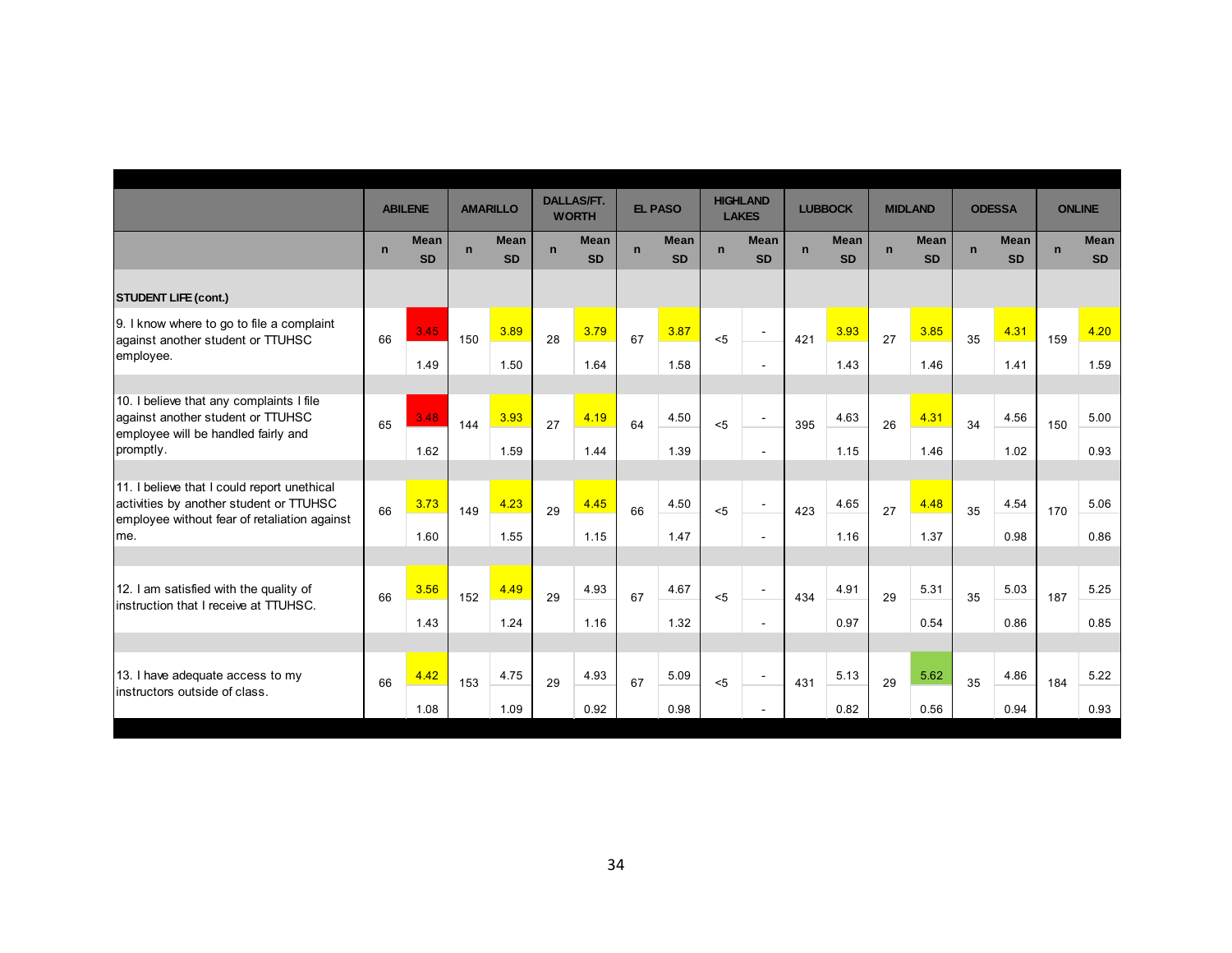| | ABILENE | | AMARILLO | | DALLAS/FT. WORTH | | EL PASO | | HIGHLAND LAKES | | LUBBOCK | | MIDLAND | | ODESSA | | ONLINE | |
|---|---|---|---|---|---|---|---|---|---|---|---|---|---|---|---|---|---|---|
| | n | Mean SD | n | Mean SD | n | Mean SD | n | Mean SD | n | Mean SD | n | Mean SD | n | Mean SD | n | Mean SD | n | Mean SD |
| **STUDENT LIFE (cont.)** | | | | | | | | | | | | | | | | | | |
| 9. I know where to go to file a complaint against another student or TTUHSC employee. | 66 | 3.45<br>1.49 | 150 | 3.89<br>1.50 | 28 | 3.79<br>1.64 | 67 | 3.87<br>1.58 | <5 | -<br>- | 421 | 3.93<br>1.43 | 27 | 3.85<br>1.46 | 35 | 4.31<br>1.41 | 159 | 4.20<br>1.59 |
| 10. I believe that any complaints I file against another student or TTUHSC employee will be handled fairly and promptly. | 65 | 3.48<br>1.62 | 144 | 3.93<br>1.59 | 27 | 4.19<br>1.44 | 64 | 4.50<br>1.39 | <5 | -<br>- | 395 | 4.63<br>1.15 | 26 | 4.31<br>1.46 | 34 | 4.56<br>1.02 | 150 | 5.00<br>0.93 |
| 11. I believe that I could report unethical activities by another student or TTUHSC employee without fear of retaliation against me. | 66 | 3.73<br>1.60 | 149 | 4.23<br>1.55 | 29 | 4.45<br>1.15 | 66 | 4.50<br>1.47 | <5 | -<br>- | 423 | 4.65<br>1.16 | 27 | 4.48<br>1.37 | 35 | 4.54<br>0.98 | 170 | 5.06<br>0.86 |
| 12. I am satisfied with the quality of instruction that I receive at TTUHSC. | 66 | 3.56<br>1.43 | 152 | 4.49<br>1.24 | 29 | 4.93<br>1.16 | 67 | 4.67<br>1.32 | <5 | -<br>- | 434 | 4.91<br>0.97 | 29 | 5.31<br>0.54 | 35 | 5.03<br>0.86 | 187 | 5.25<br>0.85 |
| 13. I have adequate access to my instructors outside of class. | 66 | 4.42<br>1.08 | 153 | 4.75<br>1.09 | 29 | 4.93<br>0.92 | 67 | 5.09<br>0.98 | <5 | -<br>- | 431 | 5.13<br>0.82 | 29 | 5.62<br>0.56 | 35 | 4.86<br>0.94 | 184 | 5.22<br>0.93 |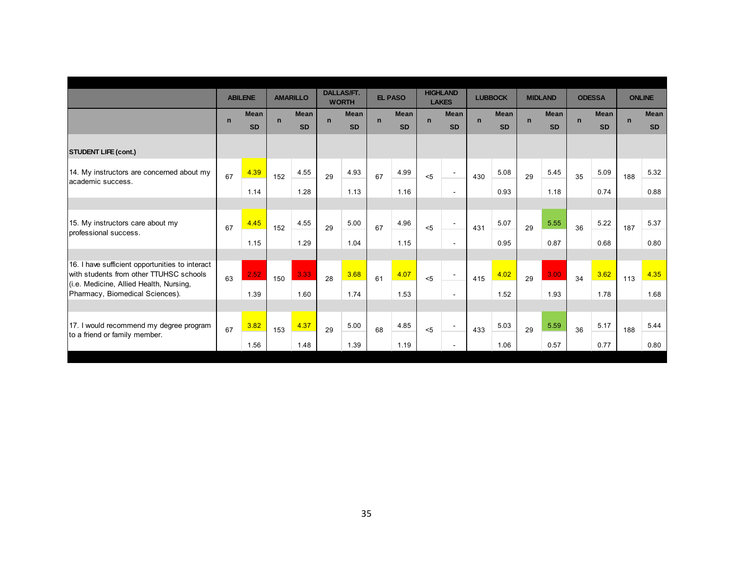| | ABILENE | | AMARILLO | | DALLAS/FT. WORTH | | EL PASO | | HIGHLAND LAKES | | LUBBOCK | | MIDLAND | | ODESSA | | ONLINE | |
|---|---|---|---|---|---|---|---|---|---|---|---|---|---|---|---|---|---|---|
| | n | Mean / SD | n | Mean / SD | n | Mean / SD | n | Mean / SD | n | Mean / SD | n | Mean / SD | n | Mean / SD | n | Mean / SD | n | Mean / SD |
| **STUDENT LIFE (cont.)** | | | | | | | | | | | | | | | | | | |
| 14. My instructors are concerned about my academic success. | 67 | 4.39 / 1.14 | 152 | 4.55 / 1.28 | 29 | 4.93 / 1.13 | 67 | 4.99 / 1.16 | <5 | - / - | 430 | 5.08 / 0.93 | 29 | 5.45 / 1.18 | 35 | 5.09 / 0.74 | 188 | 5.32 / 0.88 |
| 15. My instructors care about my professional success. | 67 | 4.45 / 1.15 | 152 | 4.55 / 1.29 | 29 | 5.00 / 1.04 | 67 | 4.96 / 1.15 | <5 | - / - | 431 | 5.07 / 0.95 | 29 | 5.55 / 0.87 | 36 | 5.22 / 0.68 | 187 | 5.37 / 0.80 |
| 16. I have sufficient opportunities to interact with students from other TTUHSC schools (i.e. Medicine, Allied Health, Nursing, Pharmacy, Biomedical Sciences). | 63 | 2.52 / 1.39 | 150 | 3.33 / 1.60 | 28 | 3.68 / 1.74 | 61 | 4.07 / 1.53 | <5 | - / - | 415 | 4.02 / 1.52 | 29 | 3.00 / 1.93 | 34 | 3.62 / 1.78 | 113 | 4.35 / 1.68 |
| 17. I would recommend my degree program to a friend or family member. | 67 | 3.82 / 1.56 | 153 | 4.37 / 1.48 | 29 | 5.00 / 1.39 | 68 | 4.85 / 1.19 | <5 | - / - | 433 | 5.03 / 1.06 | 29 | 5.59 / 0.57 | 36 | 5.17 / 0.77 | 188 | 5.44 / 0.80 |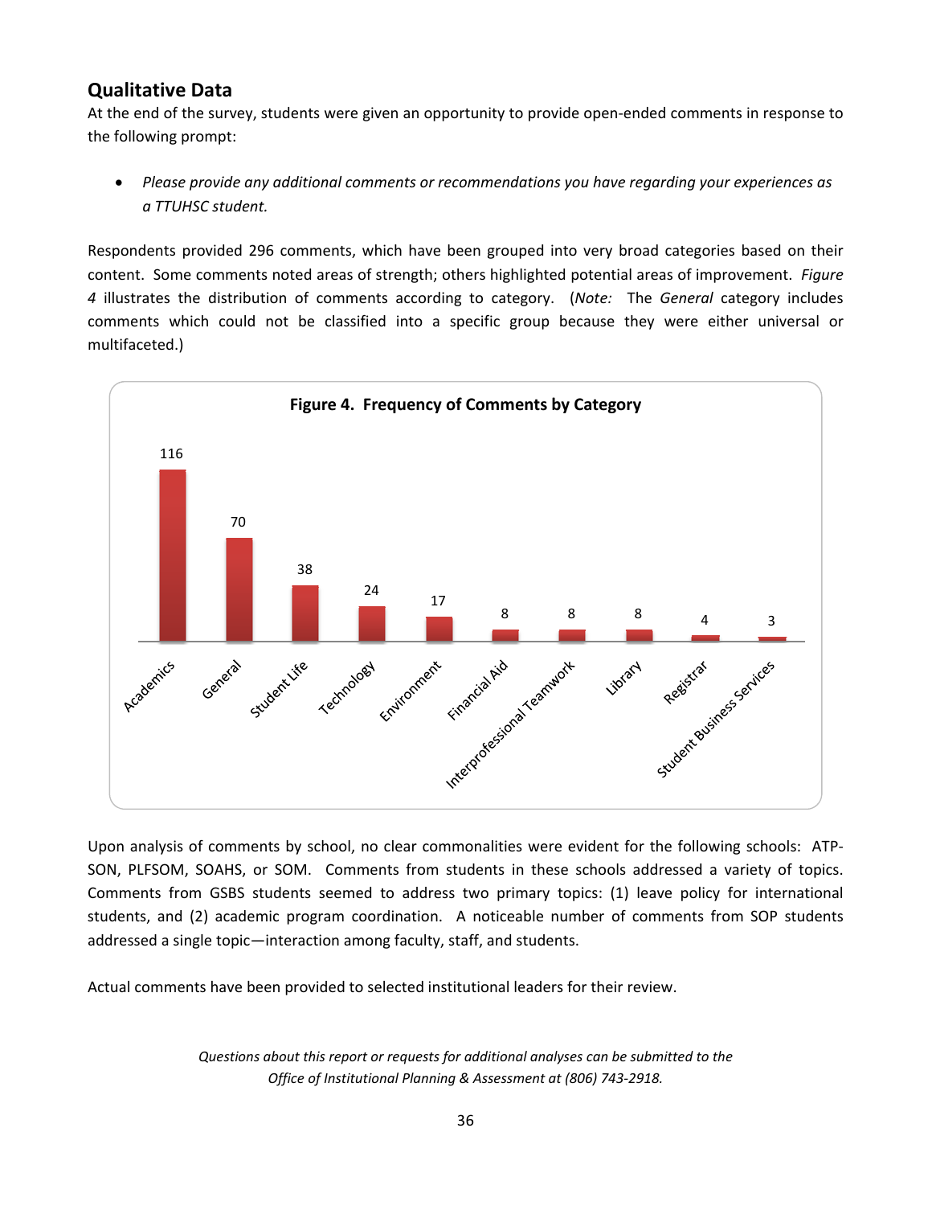## Qualitative Data

At the end of the survey, students were given an opportunity to provide open-ended comments in response to the following prompt:

- *Please provide any additional comments or recommendations you have regarding your experiences as a TTUHSC student.*

Respondents provided 296 comments, which have been grouped into very broad categories based on their content. Some comments noted areas of strength; others highlighted potential areas of improvement. *Figure 4* illustrates the distribution of comments according to category. (*Note:* The *General* category includes comments which could not be classified into a specific group because they were either universal or multifaceted.)

**Figure 4. Frequency of Comments by Category**

116
70
38
24
17
8
8
8
4
3

Academics
General
Student Life
Technology
Environment
Financial Aid
Interprofessional Teamwork
Library
Registrar
Student Business Services

Upon analysis of comments by school, no clear commonalities were evident for the following schools: ATP-SON, PLFSOM, SOAHS, or SOM. Comments from students in these schools addressed a variety of topics. Comments from GSBS students seemed to address two primary topics: (1) leave policy for international students, and (2) academic program coordination. A noticeable number of comments from SOP students addressed a single topic—interaction among faculty, staff, and students.

Actual comments have been provided to selected institutional leaders for their review.

*Questions about this report or requests for additional analyses can be submitted to the Office of Institutional Planning & Assessment at (806) 743-2918.*